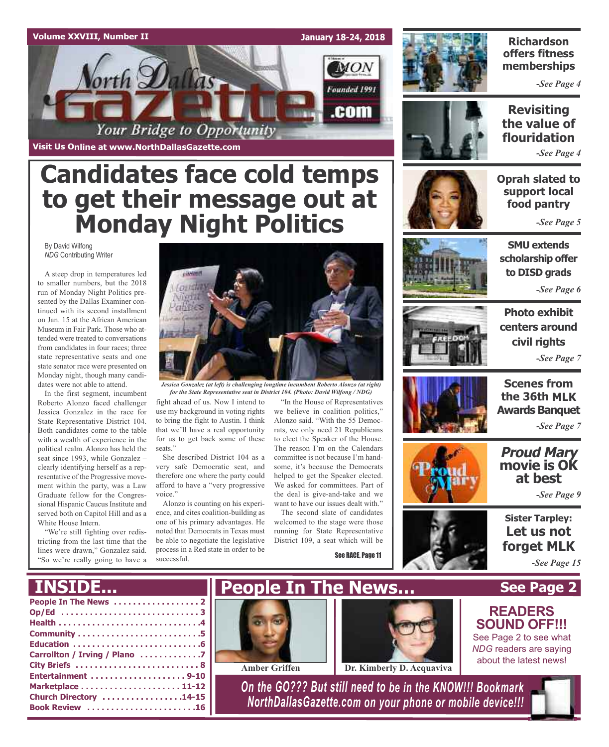Volume XXVIII, Number II

January 18-24, 2018

# North Dallas Gazette

Your Bridge to Opportunity

Visit Us Online at www.NorthDallasGazette.com

# Candidates face cold temps to get their message out at Monday Night Politics

By David Wilfong
*NDG* Contributing Writer

A steep drop in temperatures led to smaller numbers, but the 2018 run of Monday Night Politics presented by the Dallas Examiner continued with its second installment on Jan. 15 at the African American Museum in Fair Park. Those who attended were treated to conversations from candidates in four races; three state representative seats and one state senator race were presented on Monday night, though many candidates were not able to attend.

In the first segment, incumbent Roberto Alonzo faced challenger Jessica Gonzalez in the race for State Representative District 104. Both candidates come to the table with a wealth of experience in the political realm. Alonzo has held the seat since 1993, while Gonzalez – clearly identifying herself as a representative of the Progressive movement within the party, was a Law Graduate fellow for the Congressional Hispanic Caucus Institute and served both on Capitol Hill and as a White House Intern.

"We're still fighting over redistricting from the last time that the lines were drawn," Gonzalez said. "So we're really going to have a fight ahead of us. Now I intend to use my background in voting rights to bring the fight to Austin. I think that we'll have a real opportunity for us to get back some of these seats."

*Jessica Gonzalez (at left) is challenging longtime incumbent Roberto Alonzo (at right) for the State Representative seat in District 104. (Photo: David Wilfong / NDG)*

She described District 104 as a very safe Democratic seat, and therefore one where the party could afford to have a "very progressive voice."

Alonzo is counting on his experience, and cites coalition-building as one of his primary advantages. He noted that Democrats in Texas must be able to negotiate the legislative process in a Red state in order to be successful.

"In the House of Representatives we believe in coalition politics," Alonzo said. "With the 55 Democrats, we only need 21 Republicans to elect the Speaker of the House. The reason I'm on the Calendars committee is not because I'm handsome, it's because the Democrats helped to get the Speaker elected. We asked for committees. Part of the deal is give-and-take and we want to have our issues dealt with."

The second slate of candidates welcomed to the stage were those running for State Representative District 109, a seat which will be

See RACE, Page 11

---

**Richardson offers fitness memberships** *-See Page 4*

**Revisiting the value of flouridation** *-See Page 4*

**Oprah slated to support local food pantry** *-See Page 5*

**SMU extends scholarship offer to DISD grads** *-See Page 6*

**Photo exhibit centers around civil rights** *-See Page 7*

**Scenes from the 36th MLK Awards Banquet** *-See Page 7*

***Proud Mary* movie is OK at best** *-See Page 9*

**Sister Tarpley: Let us not forget MLK** *-See Page 15*

---

## INSIDE...

- People In The News . . . . . 2
- Op/Ed . . . . . 3
- Health . . . . . 4
- Community . . . . . 5
- Education . . . . . 6
- Carrollton / Irving / Plano . . . . . 7
- City Briefs . . . . . 8
- Entertainment . . . . . 9-10
- Marketplace . . . . . 11-12
- Church Directory . . . . . 14-15
- Book Review . . . . . 16

## People In The News... See Page 2

Amber Griffen

Dr. Kimberly D. Acquaviva

**READERS SOUND OFF!!!**

See Page 2 to see what *NDG* readers are saying about the latest news!

*On the GO??? But still need to be in the KNOW!!! Bookmark NorthDallasGazette.com on your phone or mobile device!!!*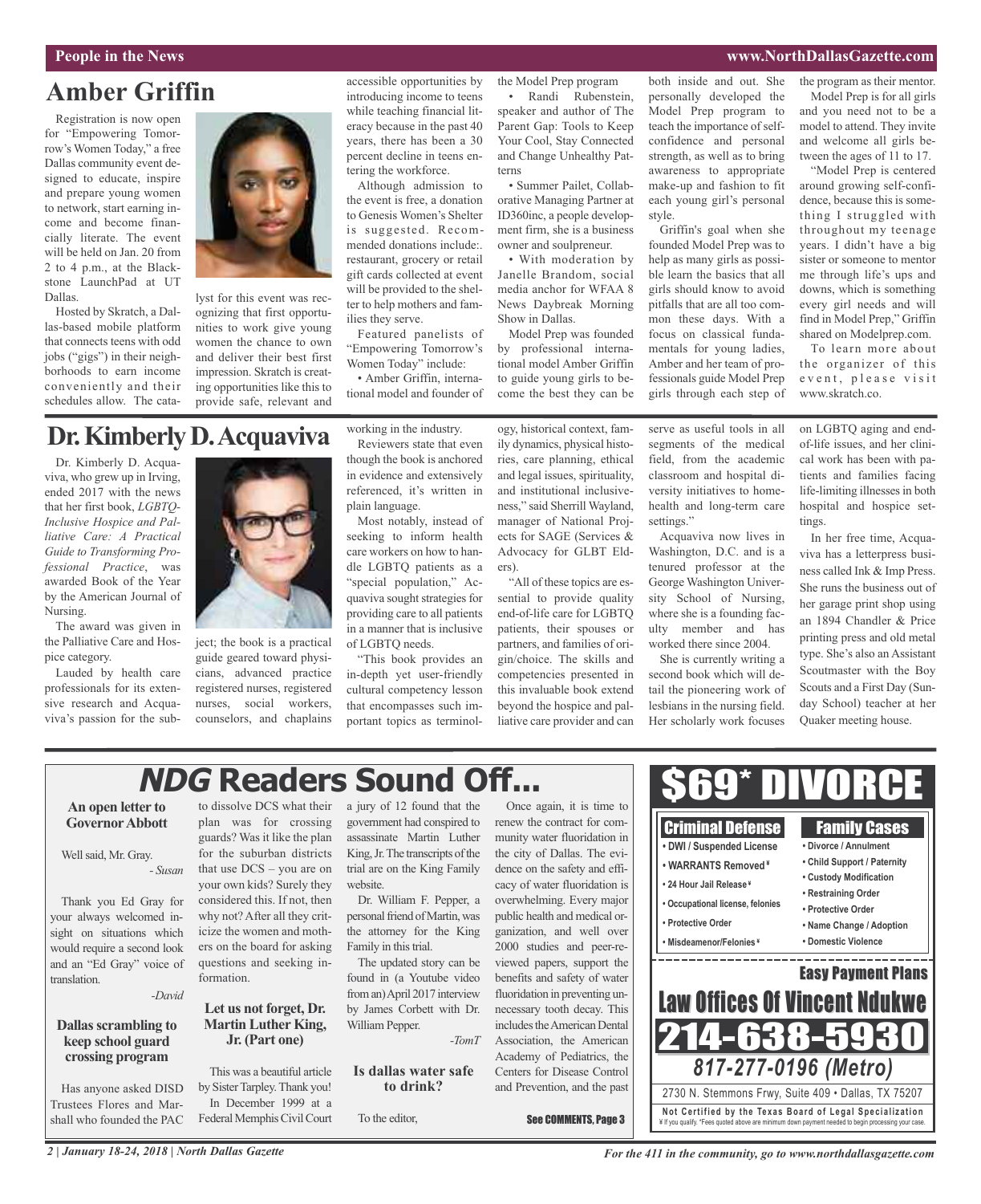## People in the News

# Amber Griffin

Registration is now open for "Empowering Tomorrow's Women Today," a free Dallas community event designed to educate, inspire and prepare young women to network, start earning income and become financially literate. The event will be held on Jan. 20 from 2 to 4 p.m., at the Blackstone LaunchPad at UT Dallas.

Hosted by Skratch, a Dallas-based mobile platform that connects teens with odd jobs ("gigs") in their neighborhoods to earn income conveniently and their schedules allow. The catalyst for this event was recognizing that first opportunities to work give young women the chance to own and deliver their best first impression. Skratch is creating opportunities like this to provide safe, relevant and accessible opportunities by introducing income to teens while teaching financial literacy because in the past 40 years, there has been a 30 percent decline in teens entering the workforce.

Although admission to the event is free, a donation to Genesis Women's Shelter is suggested. Recommended donations include:. restaurant, grocery or retail gift cards collected at event will be provided to the shelter to help mothers and families they serve.

Featured panelists of "Empowering Tomorrow's Women Today" include:

• Amber Griffin, international model and founder of the Model Prep program

• Randi Rubenstein, speaker and author of The Parent Gap: Tools to Keep Your Cool, Stay Connected and Change Unhealthy Patterns

• Summer Pailet, Collaborative Managing Partner at ID360inc, a people development firm, she is a business owner and soulpreneur.

• With moderation by Janelle Brandom, social media anchor for WFAA 8 News Daybreak Morning Show in Dallas.

Model Prep was founded by professional international model Amber Griffin to guide young girls to become the best they can be both inside and out. She personally developed the Model Prep program to teach the importance of self-confidence and personal strength, as well as to bring awareness to appropriate make-up and fashion to fit each young girl's personal style.

Griffin's goal when she founded Model Prep was to help as many girls as possible learn the basics that all girls should know to avoid pitfalls that are all too common these days. With a focus on classical fundamentals for young ladies, Amber and her team of professionals guide Model Prep girls through each step of the program as their mentor.

Model Prep is for all girls and you need not to be a model to attend. They invite and welcome all girls between the ages of 11 to 17.

"Model Prep is centered around growing self-confidence, because this is something I struggled with throughout my teenage years. I didn't have a big sister or someone to mentor me through life's ups and downs, which is something every girl needs and will find in Model Prep," Griffin shared on Modelprep.com.

To learn more about the organizer of this event, please visit www.skratch.co.

# Dr. Kimberly D. Acquaviva

Dr. Kimberly D. Acquaviva, who grew up in Irving, ended 2017 with the news that her first book, *LGBTQ-Inclusive Hospice and Palliative Care: A Practical Guide to Transforming Professional Practice*, was awarded Book of the Year by the American Journal of Nursing.

The award was given in the Palliative Care and Hospice category.

Lauded by health care professionals for its extensive research and Acquaviva's passion for the subject; the book is a practical guide geared toward physicians, advanced practice registered nurses, registered nurses, social workers, counselors, and chaplains working in the industry.

Reviewers state that even though the book is anchored in evidence and extensively referenced, it's written in plain language.

Most notably, instead of seeking to inform health care workers on how to handle LGBTQ patients as a "special population," Acquaviva sought strategies for providing care to all patients in a manner that is inclusive of LGBTQ needs.

"This book provides an in-depth yet user-friendly cultural competency lesson that encompasses such important topics as terminology, historical context, family dynamics, physical histories, care planning, ethical and legal issues, spirituality, and institutional inclusiveness," said Sherrill Wayland, manager of National Projects for SAGE (Services & Advocacy for GLBT Elders).

"All of these topics are essential to provide quality end-of-life care for LGBTQ patients, their spouses or partners, and families of origin/choice. The skills and competencies presented in this invaluable book extend beyond the hospice and palliative care provider and can serve as useful tools in all segments of the medical field, from the academic classroom and hospital diversity initiatives to home-health and long-term care settings."

Acquaviva now lives in Washington, D.C. and is a tenured professor at the George Washington University School of Nursing, where she is a founding faculty member and has worked there since 2004.

She is currently writing a second book which will detail the pioneering work of lesbians in the nursing field. Her scholarly work focuses on LGBTQ aging and end-of-life issues, and her clinical work has been with patients and families facing life-limiting illnesses in both hospital and hospice settings.

In her free time, Acquaviva has a letterpress business called Ink & Imp Press. She runs the business out of her garage print shop using an 1894 Chandler & Price printing press and old metal type. She's also an Assistant Scoutmaster with the Boy Scouts and a First Day (Sunday School) teacher at her Quaker meeting house.

# *NDG* Readers Sound Off...

### An open letter to Governor Abbott

Well said, Mr. Gray.

*- Susan*

Thank you Ed Gray for your always welcomed insight on situations which would require a second look and an "Ed Gray" voice of translation.

*-David*

### Dallas scrambling to keep school guard crossing program

Has anyone asked DISD Trustees Flores and Marshall who founded the PAC to dissolve DCS what their plan was for crossing guards? Was it like the plan for the suburban districts that use DCS – you are on your own kids? Surely they considered this. If not, then why not? After all they criticize the women and mothers on the board for asking questions and seeking information.

### Let us not forget, Dr. Martin Luther King, Jr. (Part one)

This was a beautiful article by Sister Tarpley. Thank you!

In December 1999 at a Federal Memphis Civil Court a jury of 12 found that the government had conspired to assassinate Martin Luther King, Jr. The transcripts of the trial are on the King Family website.

Dr. William F. Pepper, a personal friend of Martin, was the attorney for the King Family in this trial.

The updated story can be found in (a Youtube video from an) April 2017 interview by James Corbett with Dr. William Pepper.

*-TomT*

### Is dallas water safe to drink?

To the editor,

Once again, it is time to renew the contract for community water fluoridation in the city of Dallas. The evidence on the safety and efficacy of water fluoridation is overwhelming. Every major public health and medical organization, and well over 2000 studies and peer-reviewed papers, support the benefits and safety of water fluoridation in preventing unnecessary tooth decay. This includes the American Dental Association, the American Academy of Pediatrics, the Centers for Disease Control and Prevention, and the past

See COMMENTS, Page 3

---

# $69* DIVORCE

**Criminal Defense**
- DWI / Suspended License
- WARRANTS Removed ¥
- 24 Hour Jail Release ¥
- Occupational license, felonies
- Protective Order
- Misdemeanor/Felonies ¥

**Family Cases**
- Divorce / Annulment
- Child Support / Paternity
- Custody Modification
- Restraining Order
- Protective Order
- Name Change / Adoption
- Domestic Violence

**Easy Payment Plans**

**Law Offices Of Vincent Ndukwe**

**214-638-5930**

**817-277-0196 (Metro)**

2730 N. Stemmons Frwy, Suite 409 • Dallas, TX 75207

**Not Certified by the Texas Board of Legal Specialization**

¥ If you qualify. *Fees quoted above are minimum down payment needed to begin processing your case.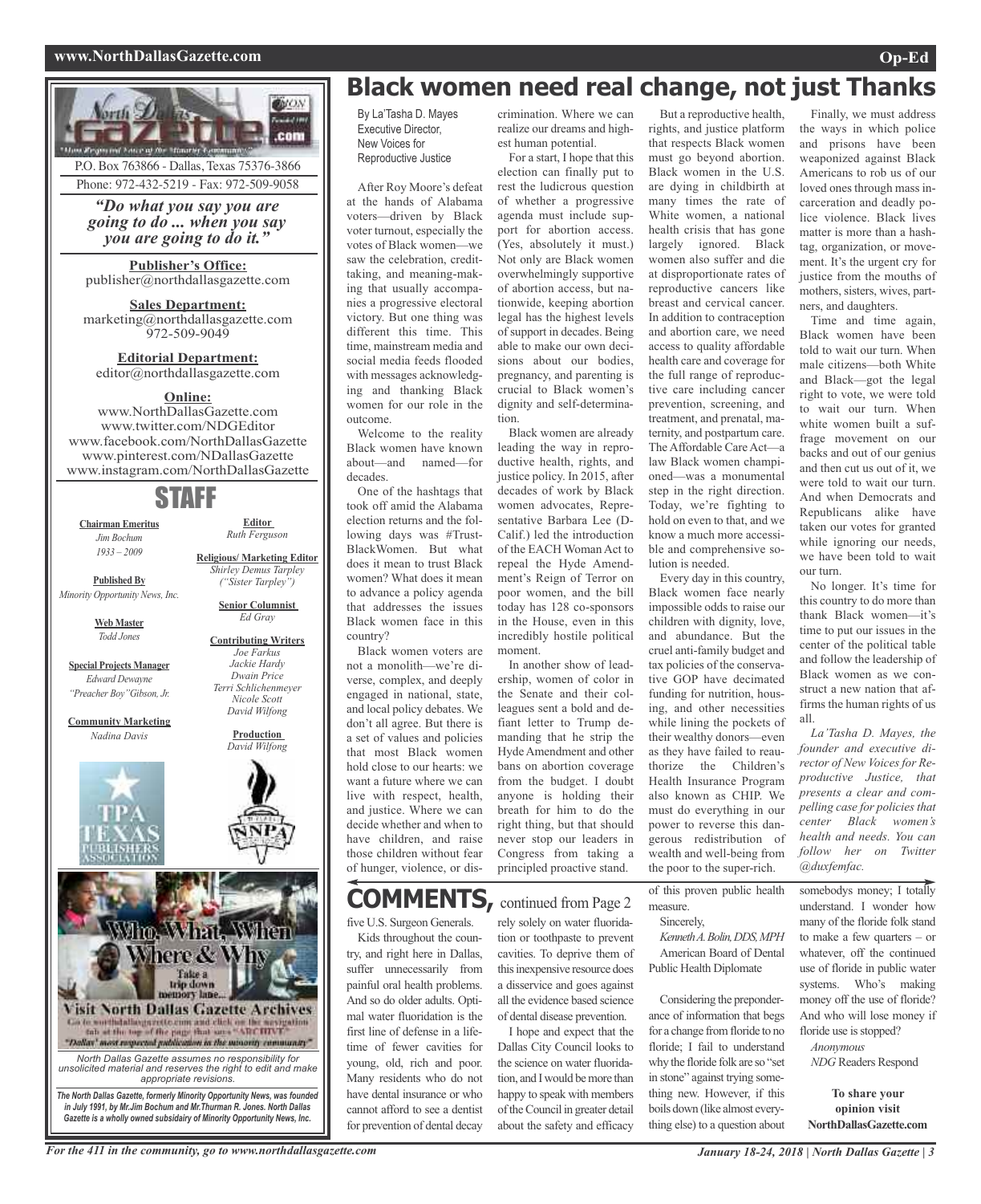P.O. Box 763866 - Dallas, Texas 75376-3866
Phone: 972-432-5219 - Fax: 972-509-9058

*"Do what you say you are going to do ... when you say you are going to do it."*

**Publisher's Office:**
publisher@northdallasgazette.com

**Sales Department:**
marketing@northdallasgazette.com
972-509-9049

**Editorial Department:**
editor@northdallasgazette.com

**Online:**
www.NorthDallasGazette.com
www.twitter.com/NDGEditor
www.facebook.com/NorthDallasGazette
www.pinterest.com/NDallasGazette
www.instagram.com/NorthDallasGazette

## STAFF

**Chairman Emeritus**
*Jim Bochum*
*1933 – 2009*

**Published By**
*Minority Opportunity News, Inc.*

**Web Master**
*Todd Jones*

**Special Projects Manager**
*Edward Dewayne "Preacher Boy" Gibson, Jr.*

**Community Marketing**
*Nadina Davis*

**Editor**
*Ruth Ferguson*

**Religious/ Marketing Editor**
*Shirley Demus Tarpley ("Sister Tarpley")*

**Senior Columnist**
*Ed Gray*

**Contributing Writers**
*Joe Farkus*
*Jackie Hardy*
*Dwain Price*
*Terri Schlichenmeyer*
*Nicole Scott*
*David Wilfong*

**Production**
*David Wilfong*

Who, What, When Where & Why
Take a trip down memory lane...
Visit North Dallas Gazette Archives
Go to northdallasgazette.com and click on the navigation tab at the top of the page that says "ARCHIVE"
"Dallas' most respected publication in the minority community"

*North Dallas Gazette assumes no responsibility for unsolicited material and reserves the right to edit and make appropriate revisions.*

***The North Dallas Gazette, formerly Minority Opportunity News, was founded in July 1991, by Mr. Jim Bochum and Mr. Thurman R. Jones. North Dallas Gazette is a wholly owned subsidairy of Minority Opportunity News, Inc.***

# Black women need real change, not just Thanks

By La'Tasha D. Mayes
Executive Director,
New Voices for Reproductive Justice

After Roy Moore's defeat at the hands of Alabama voters—driven by Black voter turnout, especially the votes of Black women—we saw the celebration, credit-taking, and meaning-making that usually accompanies a progressive electoral victory. But one thing was different this time. This time, mainstream media and social media feeds flooded with messages acknowledging and thanking Black women for our role in the outcome.

Welcome to the reality Black women have known about—and named—for decades.

One of the hashtags that took off amid the Alabama election returns and the following days was #TrustBlackWomen. But what does it mean to trust Black women? What does it mean to advance a policy agenda that addresses the issues Black women face in this country?

Black women voters are not a monolith—we're diverse, complex, and deeply engaged in national, state, and local policy debates. We don't all agree. But there is a set of values and policies that most Black women hold close to our hearts: we want a future where we can live with respect, health, and justice. Where we can decide whether and when to have children, and raise those children without fear of hunger, violence, or discrimination. Where we can realize our dreams and highest human potential.

For a start, I hope that this election can finally put to rest the ludicrous question of whether a progressive agenda must include support for abortion access. (Yes, absolutely it must.) Not only are Black women overwhelmingly supportive of abortion access, but nationwide, keeping abortion legal has the highest levels of support in decades. Being able to make our own decisions about our bodies, pregnancy, and parenting is crucial to Black women's dignity and self-determination.

Black women are already leading the way in reproductive health, rights, and justice policy. In 2015, after decades of work by Black women advocates, Representative Barbara Lee (D-Calif.) led the introduction of the EACH Woman Act to repeal the Hyde Amendment's Reign of Terror on poor women, and the bill today has 128 co-sponsors in the House, even in this incredibly hostile political moment.

In another show of leadership, women of color in the Senate and their colleagues sent a bold and defiant letter to Trump demanding that he strip the Hyde Amendment and other bans on abortion coverage from the budget. I doubt anyone is holding their breath for him to do the right thing, but that should never stop our leaders in Congress from taking a principled proactive stand.

But a reproductive health, rights, and justice platform that respects Black women must go beyond abortion. Black women in the U.S. are dying in childbirth at many times the rate of White women, a national health crisis that has gone largely ignored. Black women also suffer and die at disproportionate rates of reproductive cancers like breast and cervical cancer. In addition to contraception and abortion care, we need access to quality affordable health care and coverage for the full range of reproductive care including cancer prevention, screening, and treatment, and prenatal, maternity, and postpartum care. The Affordable Care Act—a law Black women championed—was a monumental step in the right direction. Today, we're fighting to hold on even to that, and we know a much more accessible and comprehensive solution is needed.

Every day in this country, Black women face nearly impossible odds to raise our children with dignity, love, and abundance. But the cruel anti-family budget and tax policies of the conservative GOP have decimated funding for nutrition, housing, and other necessities while lining the pockets of their wealthy donors—even as they have failed to reauthorize the Children's Health Insurance Program also known as CHIP. We must do everything in our power to reverse this dangerous redistribution of wealth and well-being from the poor to the super-rich.

Finally, we must address the ways in which police and prisons have been weaponized against Black Americans to rob us of our loved ones through mass incarceration and deadly police violence. Black lives matter is more than a hashtag, organization, or movement. It's the urgent cry for justice from the mouths of mothers, sisters, wives, partners, and daughters.

Time and time again, Black women have been told to wait our turn. When male citizens—both White and Black—got the legal right to vote, we were told to wait our turn. When white women built a suffrage movement on our backs and out of our genius and then cut us out of it, we were told to wait our turn. And when Democrats and Republicans alike have taken our votes for granted while ignoring our needs, we have been told to wait our turn.

No longer. It's time for this country to do more than thank Black women—it's time to put our issues in the center of the political table and follow the leadership of Black women as we construct a new nation that affirms the human rights of us all.

*La'Tasha D. Mayes, the founder and executive director of New Voices for Reproductive Justice, that presents a clear and compelling case for policies that center Black women's health and needs. You can follow her on Twitter @duxfemfac.*

# COMMENTS, continued from Page 2

five U.S. Surgeon Generals.

Kids throughout the country, and right here in Dallas, suffer unnecessarily from painful oral health problems. And so do older adults. Optimal water fluoridation is the first line of defense in a lifetime of fewer cavities for young, old, rich and poor. Many residents who do not have dental insurance or who cannot afford to see a dentist for prevention of dental decay rely solely on water fluoridation or toothpaste to prevent cavities. To deprive them of this inexpensive resource does a disservice and goes against all the evidence based science of dental disease prevention.

I hope and expect that the Dallas City Council looks to the science on water fluoridation, and I would be more than happy to speak with members of the Council in greater detail about the safety and efficacy of this proven public health measure.

Sincerely,
*Kenneth A. Bolin, DDS, MPH*
American Board of Dental Public Health Diplomate

Considering the preponderance of information that begs for a change from floride to no floride; I fail to understand why the floride folk are so "set in stone" against trying something new. However, if this boils down (like almost everything else) to a question about somebodys money; I totally understand. I wonder how many of the floride folk stand to make a few quarters – or whatever, off the continued use of floride in public water systems. Who's making money off the use of floride? And who will lose money if floride use is stopped?

*Anonymous*
*NDG Readers Respond*

**To share your opinion visit NorthDallasGazette.com**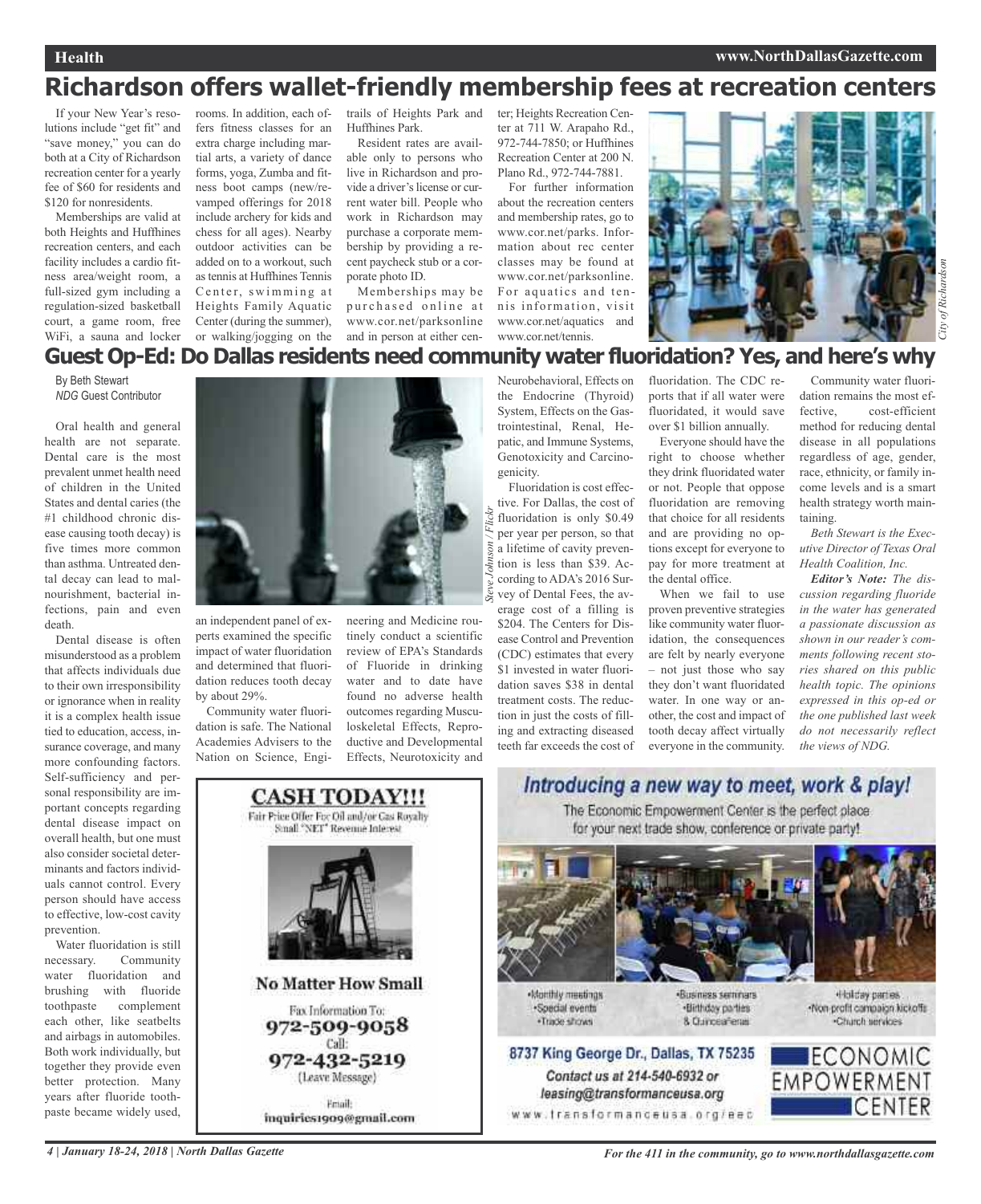# Richardson offers wallet-friendly membership fees at recreation centers

If your New Year's resolutions include "get fit" and "save money," you can do both at a City of Richardson recreation center for a yearly fee of $60 for residents and $120 for nonresidents.

Memberships are valid at both Heights and Huffhines recreation centers, and each facility includes a cardio fitness area/weight room, a full-sized gym including a regulation-sized basketball court, a game room, free WiFi, a sauna and locker rooms. In addition, each offers fitness classes for an extra charge including martial arts, a variety of dance forms, yoga, Zumba and fitness boot camps (new/revamped offerings for 2018 include archery for kids and chess for all ages). Nearby outdoor activities can be added on to a workout, such as tennis at Huffhines Tennis Center, swimming at Heights Family Aquatic Center (during the summer), or walking/jogging on the trails of Heights Park and Huffhines Park.

Resident rates are available only to persons who live in Richardson and provide a driver's license or current water bill. People who work in Richardson may purchase a corporate membership by providing a recent paycheck stub or a corporate photo ID.

Memberships may be purchased online at www.cor.net/parksonline and in person at either center; Heights Recreation Center at 711 W. Arapaho Rd., 972-744-7850; or Huffhines Recreation Center at 200 N. Plano Rd., 972-744-7881.

For further information about the recreation centers and membership rates, go to www.cor.net/parks. Information about rec center classes may be found at www.cor.net/parksonline. For aquatics and tennis information, visit www.cor.net/aquatics and www.cor.net/tennis.

*City of Richardson*

# Guest Op-Ed: Do Dallas residents need community water fluoridation? Yes, and here's why

By Beth Stewart
*NDG* Guest Contributor

Oral health and general health are not separate. Dental care is the most prevalent unmet health need of children in the United States and dental caries (the #1 childhood chronic disease causing tooth decay) is five times more common than asthma. Untreated dental decay can lead to malnourishment, bacterial infections, pain and even death.

Dental disease is often misunderstood as a problem that affects individuals due to their own irresponsibility or ignorance when in reality it is a complex health issue tied to education, access, insurance coverage, and many more confounding factors. Self-sufficiency and personal responsibility are important concepts regarding dental disease impact on overall health, but one must also consider societal determinants and factors individuals cannot control. Every person should have access to effective, low-cost cavity prevention.

Water fluoridation is still necessary. Community water fluoridation and brushing with fluoride toothpaste complement each other, like seatbelts and airbags in automobiles. Both work individually, but together they provide even better protection. Many years after fluoride toothpaste became widely used, an independent panel of experts examined the specific impact of water fluoridation and determined that fluoridation reduces tooth decay by about 29%.

*Steve Johnson / Flickr*

Community water fluoridation is safe. The National Academies Advisers to the Nation on Science, Engineering and Medicine routinely conduct a scientific review of EPA's Standards of Fluoride in drinking water and to date have found no adverse health outcomes regarding Musculoskeletal Effects, Reproductive and Developmental Effects, Neurotoxicity and Neurobehavioral, Effects on the Endocrine (Thyroid) System, Effects on the Gastrointestinal, Renal, Hepatic, and Immune Systems, Genotoxicity and Carcinogenicity.

Fluoridation is cost effective. For Dallas, the cost of fluoridation is only $0.49 per year per person, so that a lifetime of cavity prevention is less than $39. According to ADA's 2016 Survey of Dental Fees, the average cost of a filling is $204. The Centers for Disease Control and Prevention (CDC) estimates that every $1 invested in water fluoridation saves $38 in dental treatment costs. The reduction in just the costs of filling and extracting diseased teeth far exceeds the cost of fluoridation. The CDC reports that if all water were fluoridated, it would save over $1 billion annually.

Everyone should have the right to choose whether they drink fluoridated water or not. People that oppose fluoridation are removing that choice for all residents and are providing no options except for everyone to pay for more treatment at the dental office.

When we fail to use proven preventive strategies like community water fluoridation, the consequences are felt by nearly everyone – not just those who say they don't want fluoridated water. In one way or another, the cost and impact of tooth decay affect virtually everyone in the community.

Community water fluoridation remains the most effective, cost-efficient method for reducing dental disease in all populations regardless of age, gender, race, ethnicity, or family income levels and is a smart health strategy worth maintaining.

*Beth Stewart is the Executive Director of Texas Oral Health Coalition, Inc.*

***Editor's Note:*** *The discussion regarding fluoride in the water has generated a passionate discussion as shown in our reader's comments following recent stories shared on this public health topic. The opinions expressed in this op-ed or the one published last week do not necessarily reflect the views of NDG.*

---

**CASH TODAY!!!**

Fair Price Offer For Oil and/or Gas Royalty
Small "NET" Revenue Interest

**No Matter How Small**

Fax Information To:
**972-509-9058**
Call:
**972-432-5219**
(Leave Message)

Email:
inquiries1909@gmail.com

---

***Introducing a new way to meet, work & play!***

The Economic Empowerment Center is the perfect place for your next trade show, conference or private party!

- Monthly meetings
- Special events
- Trade shows
- Business seminars
- Birthday parties
- & Quinceañeras
- Holiday parties
- Non-profit campaign kickoffs
- Church services

**8737 King George Dr., Dallas, TX 75235**

*Contact us at 214-540-6932 or leasing@transformanceusa.org*

www.transformanceusa.org/eec

ECONOMIC EMPOWERMENT CENTER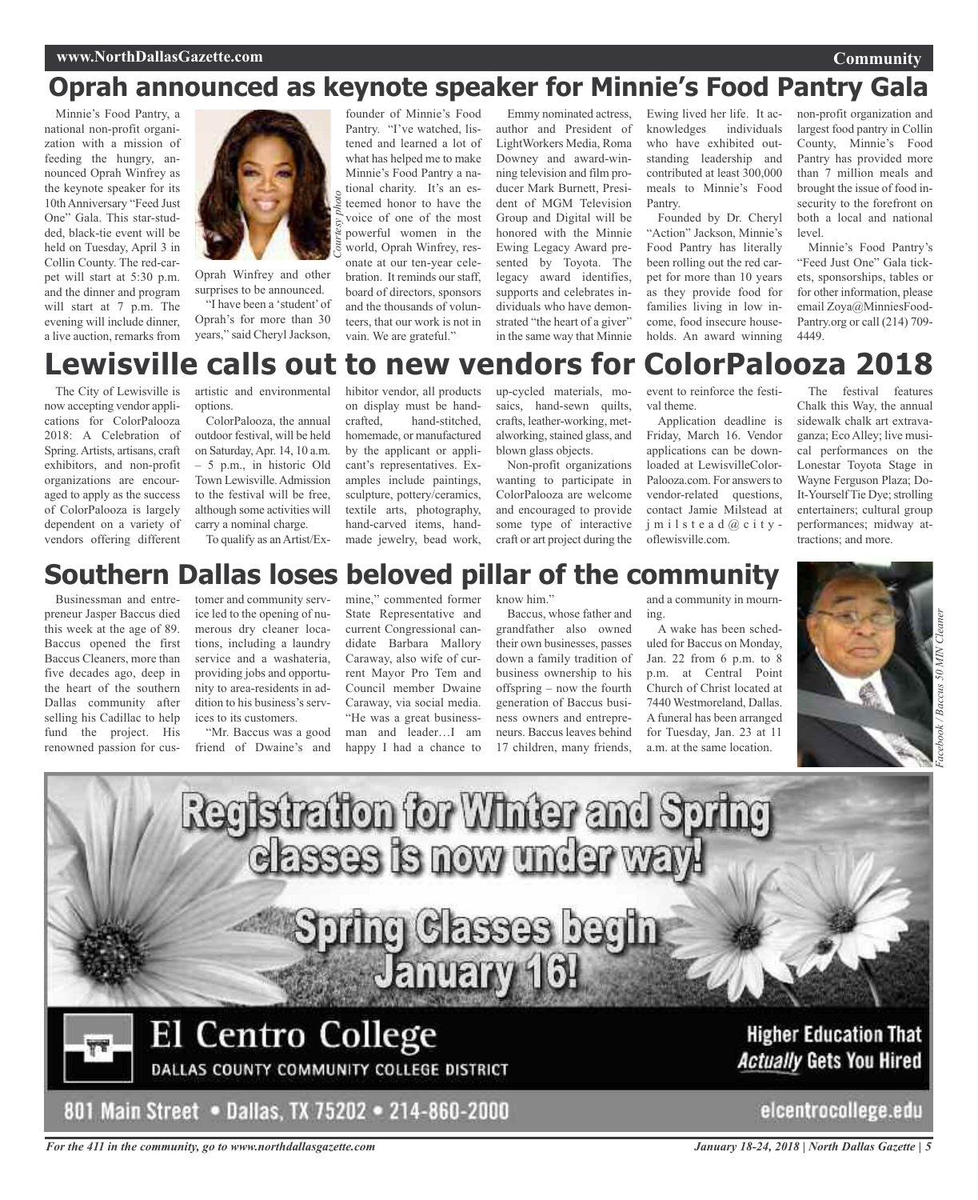# Oprah announced as keynote speaker for Minnie's Food Pantry Gala

Minnie's Food Pantry, a national non-profit organization with a mission of feeding the hungry, announced Oprah Winfrey as the keynote speaker for its 10th Anniversary "Feed Just One" Gala. This star-studded, black-tie event will be held on Tuesday, April 3 in Collin County. The red-carpet will start at 5:30 p.m. and the dinner and program will start at 7 p.m. The evening will include dinner, a live auction, remarks from Oprah Winfrey and other surprises to be announced.

*Courtesy photo*

"I have been a 'student' of Oprah's for more than 30 years," said Cheryl Jackson, founder of Minnie's Food Pantry. "I've watched, listened and learned a lot of what has helped me to make Minnie's Food Pantry a national charity. It's an esteemed honor to have the voice of one of the most powerful women in the world, Oprah Winfrey, resonate at our ten-year celebration. It reminds our staff, board of directors, sponsors and the thousands of volunteers, that our work is not in vain. We are grateful."

Emmy nominated actress, author and President of LightWorkers Media, Roma Downey and award-winning television and film producer Mark Burnett, President of MGM Television Group and Digital will be honored with the Minnie Ewing Legacy Award presented by Toyota. The legacy award identifies, supports and celebrates individuals who have demonstrated "the heart of a giver" in the same way that Minnie Ewing lived her life. It acknowledges individuals who have exhibited outstanding leadership and contributed at least 300,000 meals to Minnie's Food Pantry.

Founded by Dr. Cheryl "Action" Jackson, Minnie's Food Pantry has literally been rolling out the red carpet for more than 10 years as they provide food for families living in low income, food insecure households. An award winning non-profit organization and largest food pantry in Collin County, Minnie's Food Pantry has provided more than 7 million meals and brought the issue of food insecurity to the forefront on both a local and national level.

Minnie's Food Pantry's "Feed Just One" Gala tickets, sponsorships, tables or for other information, please email Zoya@MinniesFood-Pantry.org or call (214) 709-4449.

# Lewisville calls out to new vendors for ColorPalooza 2018

The City of Lewisville is now accepting vendor applications for ColorPalooza 2018: A Celebration of Spring. Artists, artisans, craft exhibitors, and non-profit organizations are encouraged to apply as the success of ColorPalooza is largely dependent on a variety of vendors offering different artistic and environmental options.

ColorPalooza, the annual outdoor festival, will be held on Saturday, Apr. 14, 10 a.m. – 5 p.m., in historic Old Town Lewisville. Admission to the festival will be free, although some activities will carry a nominal charge.

To qualify as an Artist/Exhibitor vendor, all products on display must be hand-crafted, hand-stitched, homemade, or manufactured by the applicant or applicant's representatives. Examples include paintings, sculpture, pottery/ceramics, textile arts, photography, hand-carved items, handmade jewelry, bead work, up-cycled materials, mosaics, hand-sewn quilts, crafts, leather-working, metalworking, stained glass, and blown glass objects.

Non-profit organizations wanting to participate in ColorPalooza are welcome and encouraged to provide some type of interactive craft or art project during the event to reinforce the festival theme.

Application deadline is Friday, March 16. Vendor applications can be downloaded at LewisvilleColor-Palooza.com. For answers to vendor-related questions, contact Jamie Milstead at jmilstead@cityoflewisville.com.

The festival features Chalk this Way, the annual sidewalk chalk art extravaganza; Eco Alley; live musical performances on the Lonestar Toyota Stage in Wayne Ferguson Plaza; Do-It-Yourself Tie Dye; strolling entertainers; cultural group performances; midway attractions; and more.

# Southern Dallas loses beloved pillar of the community

Businessman and entrepreneur Jasper Baccus died this week at the age of 89. Baccus opened the first Baccus Cleaners, more than five decades ago, deep in the heart of the southern Dallas community after selling his Cadillac to help fund the project. His renowned passion for customer and community service led to the opening of numerous dry cleaner locations, including a laundry service and a washateria, providing jobs and opportunity to area-residents in addition to his business's services to its customers.

"Mr. Baccus was a good friend of Dwaine's and mine," commented former State Representative and current Congressional candidate Barbara Mallory Caraway, also wife of current Mayor Pro Tem and Council member Dwaine Caraway, via social media. "He was a great businessman and leader…I am happy I had a chance to know him."

Baccus, whose father and grandfather also owned their own businesses, passes down a family tradition of business ownership to his offspring – now the fourth generation of Baccus business owners and entrepreneurs. Baccus leaves behind 17 children, many friends, and a community in mourning.

A wake has been scheduled for Baccus on Monday, Jan. 22 from 6 p.m. to 8 p.m. at Central Point Church of Christ located at 7440 Westmoreland, Dallas. A funeral has been arranged for Tuesday, Jan. 23 at 11 a.m. at the same location.

*Facebook / Baccus 50 MIN Cleaner*

**Registration for Winter and Spring classes is now under way!**

**Spring Classes begin January 16!**

**El Centro College**
DALLAS COUNTY COMMUNITY COLLEGE DISTRICT

**Higher Education That *Actually* Gets You Hired**

801 Main Street • Dallas, TX 75202 • 214-860-2000

elcentrocollege.edu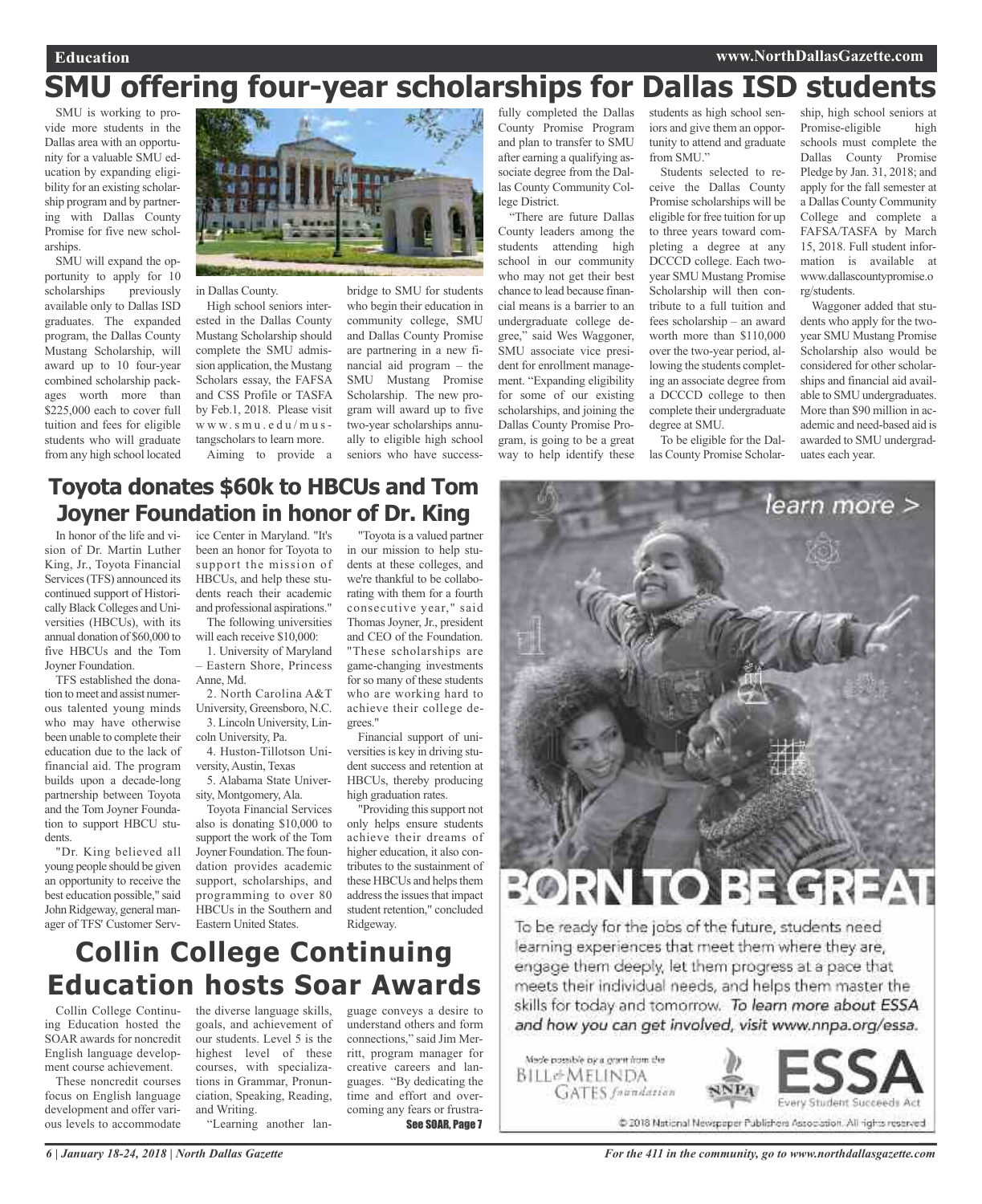# SMU offering four-year scholarships for Dallas ISD students

SMU is working to provide more students in the Dallas area with an opportunity for a valuable SMU education by expanding eligibility for an existing scholarship program and by partnering with Dallas County Promise for five new scholarships.

SMU will expand the opportunity to apply for 10 scholarships previously available only to Dallas ISD graduates. The expanded program, the Dallas County Mustang Scholarship, will award up to 10 four-year combined scholarship packages worth more than $225,000 each to cover full tuition and fees for eligible students who will graduate from any high school located in Dallas County.

High school seniors interested in the Dallas County Mustang Scholarship should complete the SMU admission application, the Mustang Scholars essay, the FAFSA and CSS Profile or TASFA by Feb.1, 2018. Please visit www.smu.edu/mustangscholars to learn more.

Aiming to provide a bridge to SMU for students who begin their education in community college, SMU and Dallas County Promise are partnering in a new financial aid program – the SMU Mustang Promise Scholarship. The new program will award up to five two-year scholarships annually to eligible high school seniors who have successfully completed the Dallas County Promise Program and plan to transfer to SMU after earning a qualifying associate degree from the Dallas County Community College District.

"There are future Dallas County leaders among the students attending high school in our community who may not get their best chance to lead because financial means is a barrier to an undergraduate college degree," said Wes Waggoner, SMU associate vice president for enrollment management. "Expanding eligibility for some of our existing scholarships, and joining the Dallas County Promise Program, is going to be a great way to help identify these students as high school seniors and give them an opportunity to attend and graduate from SMU."

Students selected to receive the Dallas County Promise scholarships will be eligible for free tuition for up to three years toward completing a degree at any DCCCD college. Each two-year SMU Mustang Promise Scholarship will then contribute to a full tuition and fees scholarship – an award worth more than $110,000 over the two-year period, allowing the students completing an associate degree from a DCCCD college to then complete their undergraduate degree at SMU.

To be eligible for the Dallas County Promise Scholarship, high school seniors at Promise-eligible high schools must complete the Dallas County Promise Pledge by Jan. 31, 2018; and apply for the fall semester at a Dallas County Community College and complete a FAFSA/TASFA by March 15, 2018. Full student information is available at www.dallascountypromise.org/students.

Waggoner added that students who apply for the two-year SMU Mustang Promise Scholarship also would be considered for other scholarships and financial aid available to SMU undergraduates. More than $90 million in academic and need-based aid is awarded to SMU undergraduates each year.

## Toyota donates $60k to HBCUs and Tom Joyner Foundation in honor of Dr. King

In honor of the life and vision of Dr. Martin Luther King, Jr., Toyota Financial Services (TFS) announced its continued support of Historically Black Colleges and Universities (HBCUs), with its annual donation of $60,000 to five HBCUs and the Tom Joyner Foundation.

TFS established the donation to meet and assist numerous talented young minds who may have otherwise been unable to complete their education due to the lack of financial aid. The program builds upon a decade-long partnership between Toyota and the Tom Joyner Foundation to support HBCU students.

"Dr. King believed all young people should be given an opportunity to receive the best education possible," said John Ridgeway, general manager of TFS' Customer Service Center in Maryland. "It's been an honor for Toyota to support the mission of HBCUs, and help these students reach their academic and professional aspirations."

The following universities will each receive $10,000:

1. University of Maryland – Eastern Shore, Princess Anne, Md.
2. North Carolina A&T University, Greensboro, N.C.
3. Lincoln University, Lincoln University, Pa.
4. Huston-Tillotson University, Austin, Texas
5. Alabama State University, Montgomery, Ala.

Toyota Financial Services also is donating $10,000 to support the work of the Tom Joyner Foundation. The foundation provides academic support, scholarships, and programming to over 80 HBCUs in the Southern and Eastern United States.

"Toyota is a valued partner in our mission to help students at these colleges, and we're thankful to be collaborating with them for a fourth consecutive year," said Thomas Joyner, Jr., president and CEO of the Foundation. "These scholarships are game-changing investments for so many of these students who are working hard to achieve their college degrees."

Financial support of universities is key in driving student success and retention at HBCUs, thereby producing high graduation rates.

"Providing this support not only helps ensure students achieve their dreams of higher education, it also contributes to the sustainment of these HBCUs and helps them address the issues that impact student retention," concluded Ridgeway.

## Collin College Continuing Education hosts Soar Awards

Collin College Continuing Education hosted the SOAR awards for noncredit English language development course achievement.

These noncredit courses focus on English language development and offer various levels to accommodate the diverse language skills, goals, and achievement of our students. Level 5 is the highest level of these courses, with specializations in Grammar, Pronunciation, Speaking, Reading, and Writing.

"Learning another language conveys a desire to understand others and form connections," said Jim Merritt, program manager for creative careers and languages. "By dedicating the time and effort and overcoming any fears or frustra-

See SOAR, Page 7

learn more >

# BORN TO BE GREAT

To be ready for the jobs of the future, students need learning experiences that meet them where they are, engage them deeply, let them progress at a pace that meets their individual needs, and helps them master the skills for today and tomorrow. *To learn more about ESSA and how you can get involved, visit www.nnpa.org/essa.*

Made possible by a grant from the Bill & Melinda Gates foundation

NNPA

ESSA Every Student Succeeds Act

© 2018 National Newspaper Publishers Association. All rights reserved.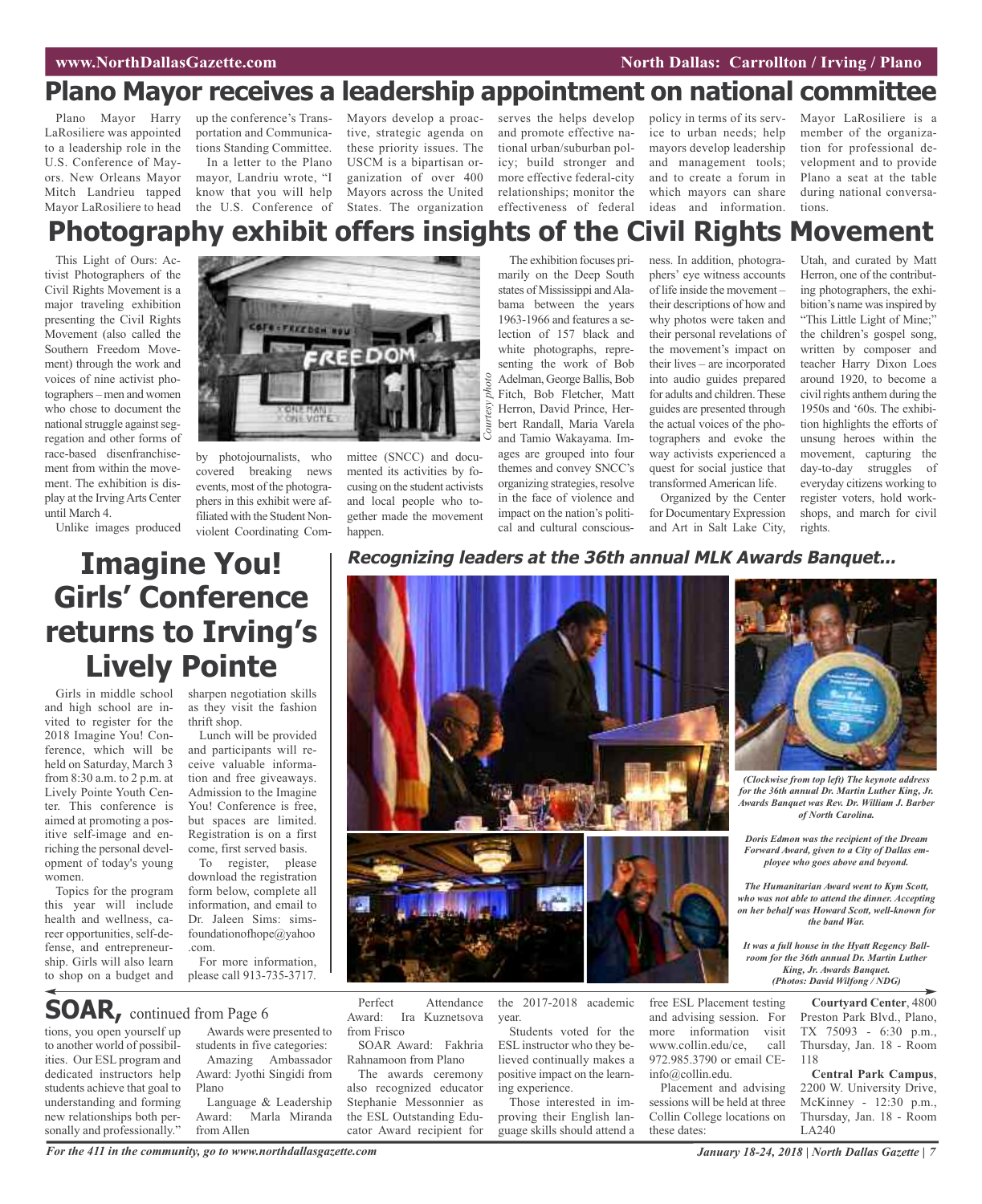# Plano Mayor receives a leadership appointment on national committee

Plano Mayor Harry LaRosiliere was appointed to a leadership role in the U.S. Conference of Mayors. New Orleans Mayor Mitch Landrieu tapped Mayor LaRosiliere to head up the conference's Transportation and Communications Standing Committee.

In a letter to the Plano mayor, Landriu wrote, "I know that you will help the U.S. Conference of Mayors develop a proactive, strategic agenda on these priority issues. The USCM is a bipartisan organization of over 400 Mayors across the United States. The organization serves the helps develop and promote effective national urban/suburban policy; build stronger and more effective federal-city relationships; monitor the effectiveness of federal policy in terms of its service to urban needs; help mayors develop leadership and management tools; and to create a forum in which mayors can share ideas and information.

Mayor LaRosiliere is a member of the organization for professional development and to provide Plano a seat at the table during national conversations.

# Photography exhibit offers insights of the Civil Rights Movement

This Light of Ours: Activist Photographers of the Civil Rights Movement is a major traveling exhibition presenting the Civil Rights Movement (also called the Southern Freedom Movement) through the work and voices of nine activist photographers – men and women who chose to document the national struggle against segregation and other forms of race-based disenfranchisement from within the movement. The exhibition is display at the Irving Arts Center until March 4.

Unlike images produced by photojournalists, who covered breaking news events, most of the photographers in this exhibit were affiliated with the Student Nonviolent Coordinating Committee (SNCC) and documented its activities by focusing on the student activists and local people who together made the movement happen.

*Courtesy photo*

The exhibition focuses primarily on the Deep South states of Mississippi and Alabama between the years 1963-1966 and features a selection of 157 black and white photographs, representing the work of Bob Adelman, George Ballis, Bob Fitch, Bob Fletcher, Matt Herron, David Prince, Herbert Randall, Maria Varela and Tamio Wakayama. Images are grouped into four themes and convey SNCC's organizing strategies, resolve in the face of violence and impact on the nation's political and cultural consciousness. In addition, photographers' eye witness accounts of life inside the movement – their descriptions of how and why photos were taken and their personal revelations of the movement's impact on their lives – are incorporated into audio guides prepared for adults and children. These guides are presented through the actual voices of the photographers and evoke the way activists experienced a quest for social justice that transformed American life.

Organized by the Center for Documentary Expression and Art in Salt Lake City, Utah, and curated by Matt Herron, one of the contributing photographers, the exhibition's name was inspired by "This Little Light of Mine;" the children's gospel song, written by composer and teacher Harry Dixon Loes around 1920, to become a civil rights anthem during the 1950s and '60s. The exhibition highlights the efforts of unsung heroes within the movement, capturing the day-to-day struggles of everyday citizens working to register voters, hold workshops, and march for civil rights.

# Imagine You! Girls' Conference returns to Irving's Lively Pointe

Girls in middle school and high school are invited to register for the 2018 Imagine You! Conference, which will be held on Saturday, March 3 from 8:30 a.m. to 2 p.m. at Lively Pointe Youth Center. This conference is aimed at promoting a positive self-image and enriching the personal development of today's young women.

Topics for the program this year will include health and wellness, career opportunities, self-defense, and entrepreneurship. Girls will also learn to shop on a budget and sharpen negotiation skills as they visit the fashion thrift shop.

Lunch will be provided and participants will receive valuable information and free giveaways. Admission to the Imagine You! Conference is free, but spaces are limited. Registration is on a first come, first served basis.

To register, please download the registration form below, complete all information, and email to Dr. Jaleen Sims: simsfoundationofhope@yahoo.com.

For more information, please call 913-735-3717.

## *Recognizing leaders at the 36th annual MLK Awards Banquet...*

***(Clockwise from top left) The keynote address for the 36th annual Dr. Martin Luther King, Jr. Awards Banquet was Rev. Dr. William J. Barber of North Carolina.***

***Doris Edmon was the recipient of the Dream Forward Award, given to a City of Dallas employee who goes above and beyond.***

***The Humanitarian Award went to Kym Scott, who was not able to attend the dinner. Accepting on her behalf was Howard Scott, well-known for the band War.***

***It was a full house in the Hyatt Regency Ballroom for the 36th annual Dr. Martin Luther King, Jr. Awards Banquet. (Photos: David Wilfong / NDG)***

## SOAR, continued from Page 6

tions, you open yourself up to another world of possibilities. Our ESL program and dedicated instructors help students achieve that goal to understanding and forming new relationships both personally and professionally."

Awards were presented to students in five categories:

Amazing Ambassador Award: Jyothi Singidi from Plano

Language & Leadership Award: Marla Miranda from Allen

Perfect Attendance Award: Ira Kuznetsova from Frisco

SOAR Award: Fakhria Rahnamoon from Plano

The awards ceremony also recognized educator Stephanie Messonnier as the ESL Outstanding Educator Award recipient for the 2017-2018 academic year.

Students voted for the ESL instructor who they believed continually makes a positive impact on the learning experience.

Those interested in improving their English language skills should attend a free ESL Placement testing and advising session. For more information visit www.collin.edu/ce, call 972.985.3790 or email CE-info@collin.edu.

Placement and advising sessions will be held at three Collin College locations on these dates:

**Courtyard Center**, 4800 Preston Park Blvd., Plano, TX 75093 - 6:30 p.m., Thursday, Jan. 18 - Room 118

**Central Park Campus**, 2200 W. University Drive, McKinney - 12:30 p.m., Thursday, Jan. 18 - Room LA240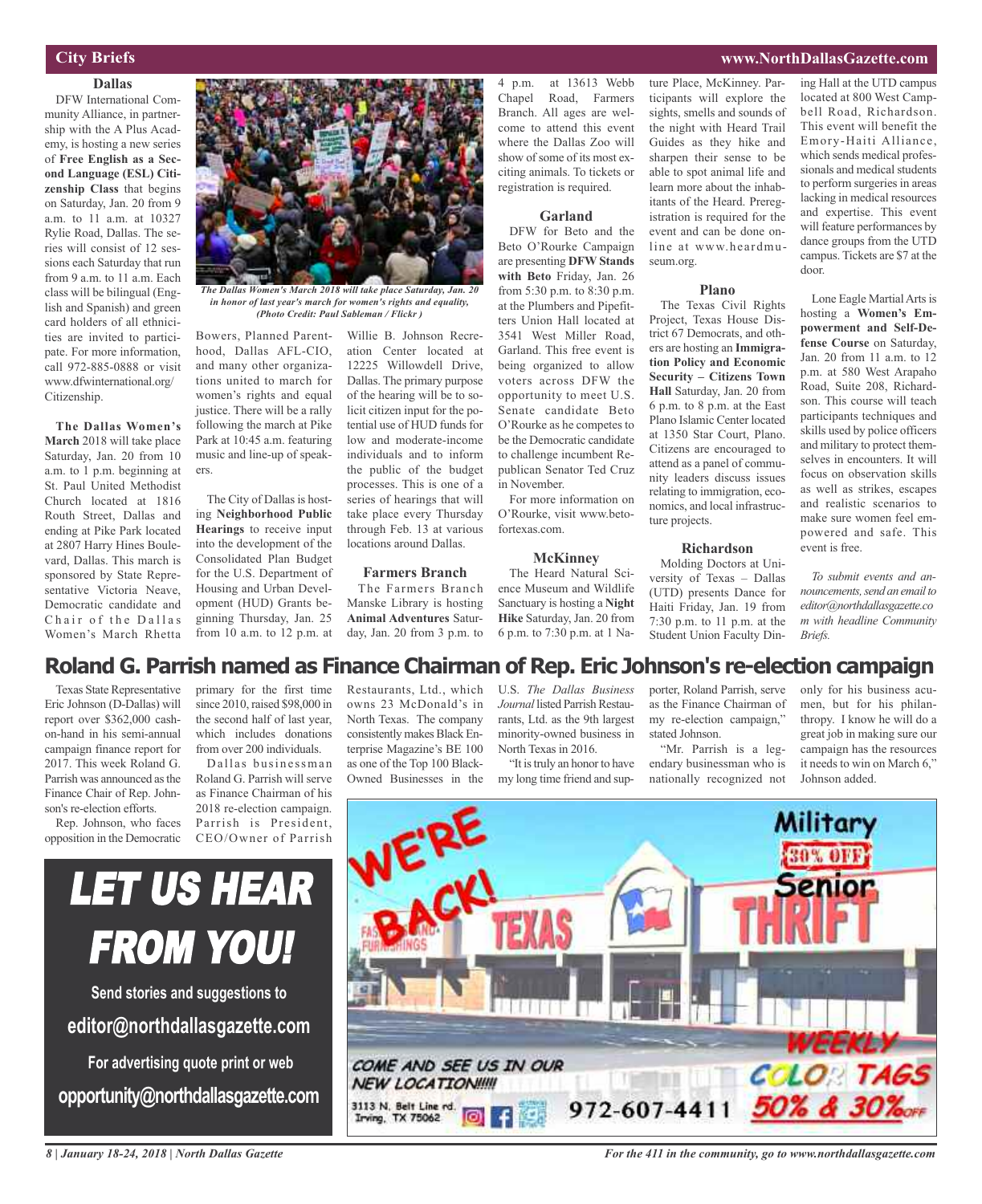## City Briefs

### Dallas

DFW International Community Alliance, in partnership with the A Plus Academy, is hosting a new series of **Free English as a Second Language (ESL) Citizenship Class** that begins on Saturday, Jan. 20 from 9 a.m. to 11 a.m. at 10327 Rylie Road, Dallas. The series will consist of 12 sessions each Saturday that run from 9 a.m. to 11 a.m. Each class will be bilingual (English and Spanish) and green card holders of all ethnicities are invited to participate. For more information, call 972-885-0888 or visit www.dfwinternational.org/Citizenship.

**The Dallas Women's March** 2018 will take place Saturday, Jan. 20 from 10 a.m. to 1 p.m. beginning at St. Paul United Methodist Church located at 1816 Routh Street, Dallas and ending at Pike Park located at 2807 Harry Hines Boulevard, Dallas. This march is sponsored by State Representative Victoria Neave, Democratic candidate and Chair of the Dallas Women's March Rhetta Bowers, Planned Parenthood, Dallas AFL-CIO, and many other organizations united to march for women's rights and equal justice. There will be a rally following the march at Pike Park at 10:45 a.m. featuring music and line-up of speakers.

*The Dallas Women's March 2018 will take place Saturday, Jan. 20 in honor of last year's march for women's rights and equality, (Photo Credit: Paul Sableman / Flickr )*

The City of Dallas is hosting **Neighborhood Public Hearings** to receive input into the development of the Consolidated Plan Budget for the U.S. Department of Housing and Urban Development (HUD) Grants beginning Thursday, Jan. 25 from 10 a.m. to 12 p.m. at Willie B. Johnson Recreation Center located at 12225 Willowdell Drive, Dallas. The primary purpose of the hearing will be to solicit citizen input for the potential use of HUD funds for low and moderate-income individuals and to inform the public of the budget processes. This is one of a series of hearings that will take place every Thursday through Feb. 13 at various locations around Dallas.

### Farmers Branch

The Farmers Branch Manske Library is hosting **Animal Adventures** Saturday, Jan. 20 from 3 p.m. to 4 p.m. at 13613 Webb Chapel Road, Farmers Branch. All ages are welcome to attend this event where the Dallas Zoo will show of some of its most exciting animals. To tickets or registration is required.

### Garland

DFW for Beto and the Beto O'Rourke Campaign are presenting **DFW Stands with Beto** Friday, Jan. 26 from 5:30 p.m. to 8:30 p.m. at the Plumbers and Pipefitters Union Hall located at 3541 West Miller Road, Garland. This free event is being organized to allow voters across DFW the opportunity to meet U.S. Senate candidate Beto O'Rourke as he competes to be the Democratic candidate to challenge incumbent Republican Senator Ted Cruz in November.

For more information on O'Rourke, visit www.betofortexas.com.

### McKinney

The Heard Natural Science Museum and Wildlife Sanctuary is hosting a **Night Hike** Saturday, Jan. 20 from 6 p.m. to 7:30 p.m. at 1 Nature Place, McKinney. Participants will explore the sights, smells and sounds of the night with Heard Trail Guides as they hike and sharpen their sense to be able to spot animal life and learn more about the inhabitants of the Heard. Preregistration is required for the event and can be done online at www.heardmuseum.org.

### Plano

The Texas Civil Rights Project, Texas House District 67 Democrats, and others are hosting an **Immigration Policy and Economic Security – Citizens Town Hall** Saturday, Jan. 20 from 6 p.m. to 8 p.m. at the East Plano Islamic Center located at 1350 Star Court, Plano. Citizens are encouraged to attend as a panel of community leaders discuss issues relating to immigration, economics, and local infrastructure projects.

### Richardson

Molding Doctors at University of Texas – Dallas (UTD) presents Dance for Haiti Friday, Jan. 19 from 7:30 p.m. to 11 p.m. at the Student Union Faculty Dining Hall at the UTD campus located at 800 West Campbell Road, Richardson. This event will benefit the Emory-Haiti Alliance, which sends medical professionals and medical students to perform surgeries in areas lacking in medical resources and expertise. This event will feature performances by dance groups from the UTD campus. Tickets are $7 at the door.

Lone Eagle Martial Arts is hosting a **Women's Empowerment and Self-Defense Course** on Saturday, Jan. 20 from 11 a.m. to 12 p.m. at 580 West Arapaho Road, Suite 208, Richardson. This course will teach participants techniques and skills used by police officers and military to protect themselves in encounters. It will focus on observation skills as well as strikes, escapes and realistic scenarios to make sure women feel empowered and safe. This event is free.

*To submit events and announcements, send an email to editor@northdallasgazette.com with headline Community Briefs.*

## Roland G. Parrish named as Finance Chairman of Rep. Eric Johnson's re-election campaign

Texas State Representative Eric Johnson (D-Dallas) will report over $362,000 cash-on-hand in his semi-annual campaign finance report for 2017. This week Roland G. Parrish was announced as the Finance Chair of Rep. Johnson's re-election efforts.

Rep. Johnson, who faces opposition in the Democratic primary for the first time since 2010, raised $98,000 in the second half of last year, which includes donations from over 200 individuals.

Dallas businessman Roland G. Parrish will serve as Finance Chairman of his 2018 re-election campaign. Parrish is President, CEO/Owner of Parrish Restaurants, Ltd., which owns 23 McDonald's in North Texas. The company consistently makes Black Enterprise Magazine's BE 100 as one of the Top 100 Black-Owned Businesses in the U.S. *The Dallas Business Journal* listed Parrish Restaurants, Ltd. as the 9th largest minority-owned business in North Texas in 2016.

"It is truly an honor to have my long time friend and supporter, Roland Parrish, serve as the Finance Chairman of my re-election campaign," stated Johnson.

"Mr. Parrish is a legendary businessman who is nationally recognized not only for his business acumen, but for his philanthropy. I know he will do a great job in making sure our campaign has the resources it needs to win on March 6," Johnson added.

**LET US HEAR FROM YOU!**

Send stories and suggestions to **editor@northdallasgazette.com**

For advertising quote print or web **opportunity@northdallasgazette.com**

WE'RE BACK! TEXAS THRIFT — Military 30% OFF Senior — WEEKLY COLOR TAGS 50% & 30% OFF — COME AND SEE US IN OUR NEW LOCATION!!!!! 3113 N. Belt Line rd. Irving, TX 75062 — 972-607-4411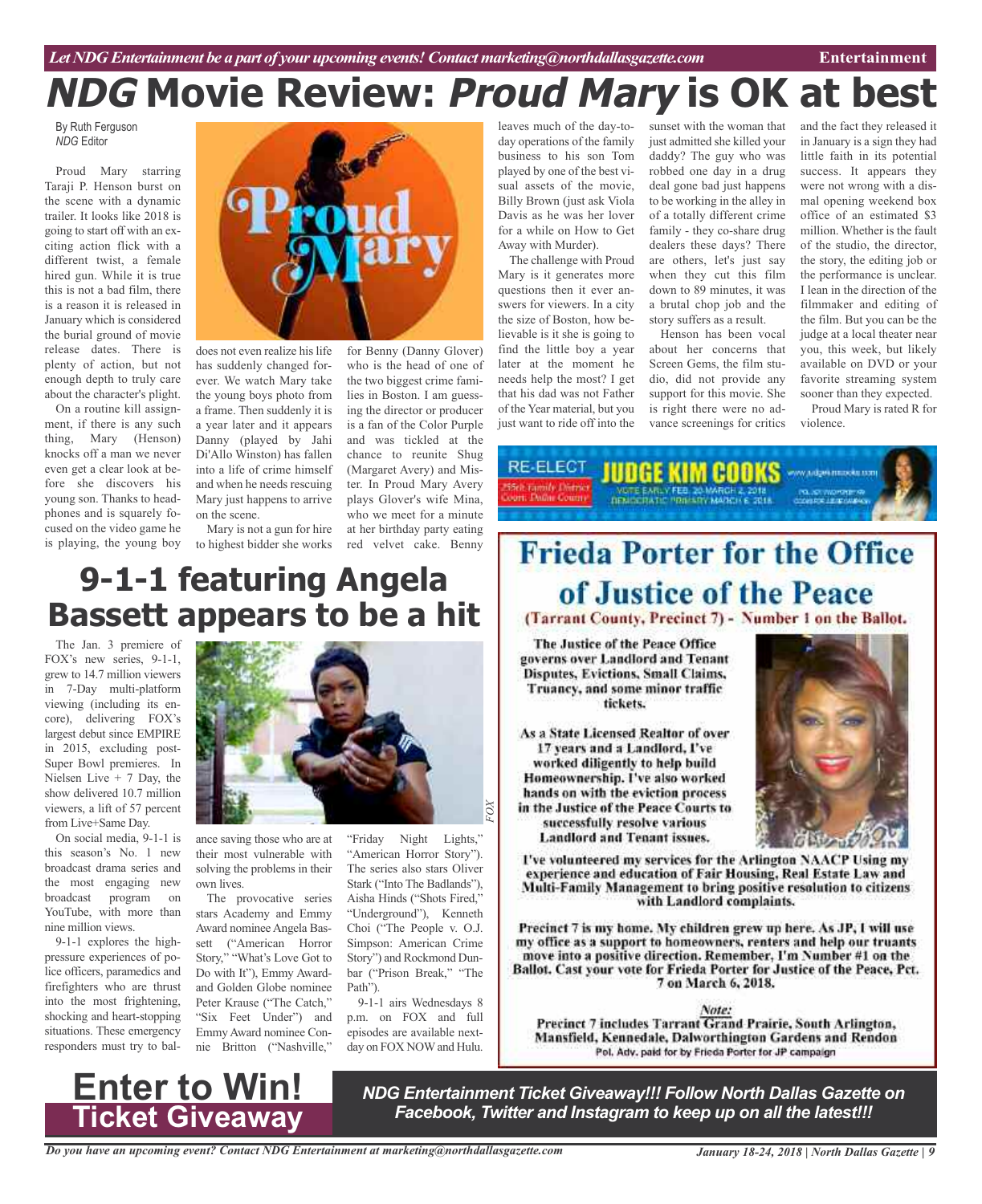# *NDG* Movie Review: *Proud Mary* is OK at best

By Ruth Ferguson
*NDG* Editor

Proud Mary starring Taraji P. Henson burst on the scene with a dynamic trailer. It looks like 2018 is going to start off with an exciting action flick with a different twist, a female hired gun. While it is true this is not a bad film, there is a reason it is released in January which is considered the burial ground of movie release dates. There is plenty of action, but not enough depth to truly care about the character's plight.

On a routine kill assignment, if there is any such thing, Mary (Henson) knocks off a man we never even get a clear look at before she discovers his young son. Thanks to headphones and is squarely focused on the video game he is playing, the young boy does not even realize his life has suddenly changed forever. We watch Mary take the young boys photo from a frame. Then suddenly it is a year later and it appears Danny (played by Jahi Di'Allo Winston) has fallen into a life of crime himself and when he needs rescuing Mary just happens to arrive on the scene.

Mary is not a gun for hire to highest bidder she works for Benny (Danny Glover) who is the head of one of the two biggest crime families in Boston. I am guessing the director or producer is a fan of the Color Purple and was tickled at the chance to reunite Shug (Margaret Avery) and Mister. In Proud Mary Avery plays Glover's wife Mina, who we meet for a minute at her birthday party eating red velvet cake. Benny leaves much of the day-to-day operations of the family business to his son Tom played by one of the best visual assets of the movie, Billy Brown (just ask Viola Davis as he was her lover for a while on How to Get Away with Murder).

The challenge with Proud Mary is it generates more questions then it ever answers for viewers. In a city the size of Boston, how believable is it she is going to find the little boy a year later at the moment he needs help the most? I get that his dad was not Father of the Year material, but you just want to ride off into the sunset with the woman that just admitted she killed your daddy? The guy who was robbed one day in a drug deal gone bad just happens to be working in the alley in of a totally different crime family - they co-share drug dealers these days? There are others, let's just say when they cut this film down to 89 minutes, it was a brutal chop job and the story suffers as a result.

Henson has been vocal about her concerns that Screen Gems, the film studio, did not provide any support for this movie. She is right there were no advance screenings for critics and the fact they released it in January is a sign they had little faith in its potential success. It appears they were not wrong with a dismal opening weekend box office of an estimated $3 million. Whether is the fault of the studio, the director, the story, the editing job or the performance is unclear. I lean in the direction of the filmmaker and editing of the film. But you can be the judge at a local theater near you, this week, but likely available on DVD or your favorite streaming system sooner than they expected.

Proud Mary is rated R for violence.

# 9-1-1 featuring Angela Bassett appears to be a hit

The Jan. 3 premiere of FOX's new series, 9-1-1, grew to 14.7 million viewers in 7-Day multi-platform viewing (including its encore), delivering FOX's largest debut since EMPIRE in 2015, excluding post-Super Bowl premieres. In Nielsen Live + 7 Day, the show delivered 10.7 million viewers, a lift of 57 percent from Live+Same Day.

On social media, 9-1-1 is this season's No. 1 new broadcast drama series and the most engaging new broadcast program on YouTube, with more than nine million views.

9-1-1 explores the high-pressure experiences of police officers, paramedics and firefighters who are thrust into the most frightening, shocking and heart-stopping situations. These emergency responders must try to balance saving those who are at their most vulnerable with solving the problems in their own lives.

The provocative series stars Academy and Emmy Award nominee Angela Bassett ("American Horror Story," "What's Love Got to Do with It"), Emmy Award- and Golden Globe nominee Peter Krause ("The Catch," "Six Feet Under") and Emmy Award nominee Connie Britton ("Nashville," "Friday Night Lights," "American Horror Story"). The series also stars Oliver Stark ("Into The Badlands"), Aisha Hinds ("Shots Fired," "Underground"), Kenneth Choi ("The People v. O.J. Simpson: American Crime Story") and Rockmond Dunbar ("Prison Break," "The Path").

9-1-1 airs Wednesdays 8 p.m. on FOX and full episodes are available next-day on FOX NOW and Hulu.

FOX

RE-ELECT **JUDGE KIM COOKS** 255th Family District Court, Dallas County — VOTE EARLY FEB. 20-MARCH 2, 2018 DEMOCRATIC PRIMARY MARCH 6, 2018 — www.judgekimcooks.com

## Frieda Porter for the Office of Justice of the Peace

**(Tarrant County, Precinct 7) - Number 1 on the Ballot.**

**The Justice of the Peace Office governs over Landlord and Tenant Disputes, Evictions, Small Claims, Truancy, and some minor traffic tickets.**

**As a State Licensed Realtor of over 17 years and a Landlord, I've worked diligently to help build Homeownership. I've also worked hands on with the eviction process in the Justice of the Peace Courts to successfully resolve various Landlord and Tenant issues.**

**I've volunteered my services for the Arlington NAACP Using my experience and education of Fair Housing, Real Estate Law and Multi-Family Management to bring positive resolution to citizens with Landlord complaints.**

**Precinct 7 is my home. My children grew up here. As JP, I will use my office as a support to homeowners, renters and help our truants move into a positive direction. Remember, I'm Number #1 on the Ballot. Cast your vote for Frieda Porter for Justice of the Peace, Pct. 7 on March 6, 2018.**

***Note:***
**Precinct 7 includes Tarrant Grand Prairie, South Arlington, Mansfield, Kennedale, Dalworthington Gardens and Rendon**
Pol. Adv. paid for by Frieda Porter for JP campaign

# Enter to Win!
## Ticket Giveaway

***NDG Entertainment Ticket Giveaway!!! Follow North Dallas Gazette on Facebook, Twitter and Instagram to keep up on all the latest!!!***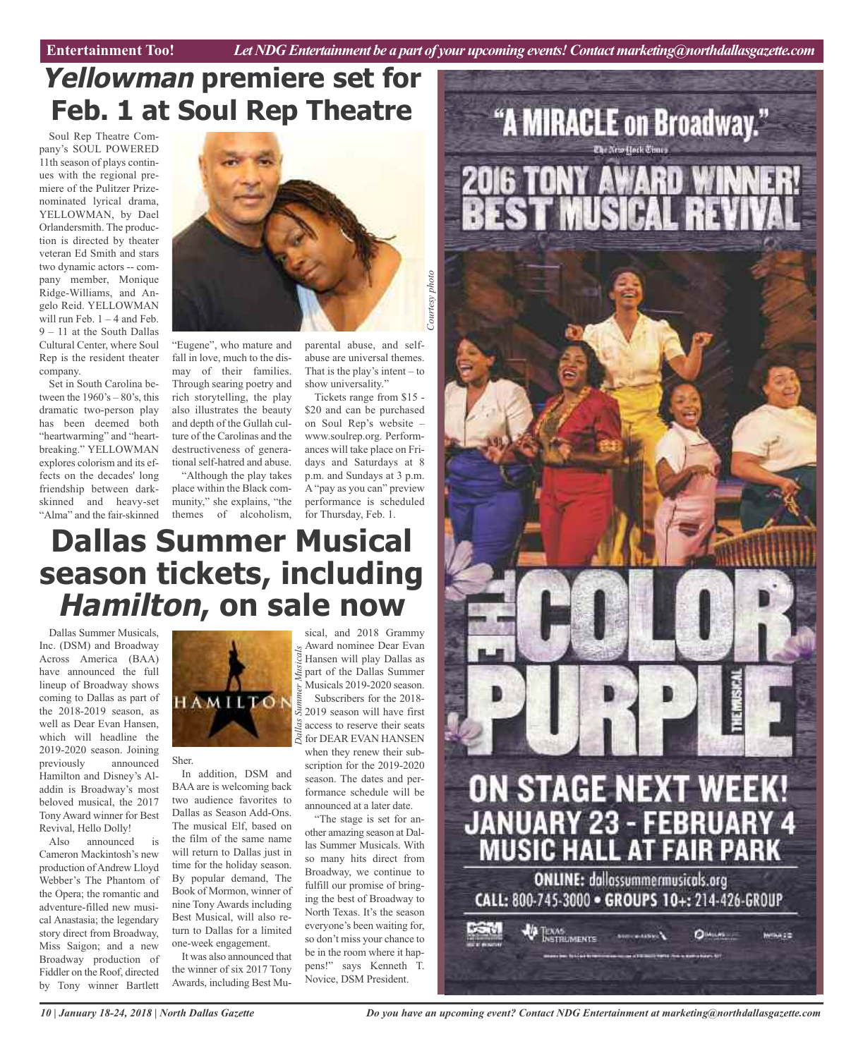# *Yellowman* premiere set for Feb. 1 at Soul Rep Theatre

Soul Rep Theatre Company's SOUL POWERED 11th season of plays continues with the regional premiere of the Pulitzer Prize-nominated lyrical drama, YELLOWMAN, by Dael Orlandersmith. The production is directed by theater veteran Ed Smith and stars two dynamic actors -- company member, Monique Ridge-Williams, and Angelo Reid. YELLOWMAN will run Feb. 1 – 4 and Feb. 9 – 11 at the South Dallas Cultural Center, where Soul Rep is the resident theater company.

Courtesy photo

Set in South Carolina between the 1960's – 80's, this dramatic two-person play has been deemed both "heartwarming" and "heartbreaking." YELLOWMAN explores colorism and its effects on the decades' long friendship between dark-skinned and heavy-set "Alma" and the fair-skinned "Eugene", who mature and fall in love, much to the dismay of their families. Through searing poetry and rich storytelling, the play also illustrates the beauty and depth of the Gullah culture of the Carolinas and the destructiveness of generational self-hatred and abuse.

"Although the play takes place within the Black community," she explains, "the themes of alcoholism, parental abuse, and self-abuse are universal themes. That is the play's intent – to show universality."

Tickets range from $15 - $20 and can be purchased on Soul Rep's website – www.soulrep.org. Performances will take place on Fridays and Saturdays at 8 p.m. and Sundays at 3 p.m. A "pay as you can" preview performance is scheduled for Thursday, Feb. 1.

# Dallas Summer Musical season tickets, including *Hamilton*, on sale now

Dallas Summer Musicals

Dallas Summer Musicals, Inc. (DSM) and Broadway Across America (BAA) have announced the full lineup of Broadway shows coming to Dallas as part of the 2018-2019 season, as well as Dear Evan Hansen, which will headline the 2019-2020 season. Joining previously announced Hamilton and Disney's Aladdin is Broadway's most beloved musical, the 2017 Tony Award winner for Best Revival, Hello Dolly!

Also announced is Cameron Mackintosh's new production of Andrew Lloyd Webber's The Phantom of the Opera; the romantic and adventure-filled new musical Anastasia; the legendary story direct from Broadway, Miss Saigon; and a new Broadway production of Fiddler on the Roof, directed by Tony winner Bartlett Sher.

In addition, DSM and BAA are is welcoming back two audience favorites to Dallas as Season Add-Ons. The musical Elf, based on the film of the same name will return to Dallas just in time for the holiday season. By popular demand, The Book of Mormon, winner of nine Tony Awards including Best Musical, will also return to Dallas for a limited one-week engagement.

It was also announced that the winner of six 2017 Tony Awards, including Best Musical, and 2018 Grammy Award nominee Dear Evan Hansen will play Dallas as part of the Dallas Summer Musicals 2019-2020 season.

Subscribers for the 2018-2019 season will have first access to reserve their seats for DEAR EVAN HANSEN when they renew their subscription for the 2019-2020 season. The dates and performance schedule will be announced at a later date.

"The stage is set for another amazing season at Dallas Summer Musicals. With so many hits direct from Broadway, we continue to fulfill our promise of bringing the best of Broadway to North Texas. It's the season everyone's been waiting for, so don't miss your chance to be in the room where it happens!" says Kenneth T. Novice, DSM President.

---

"A MIRACLE on Broadway."
The New York Times

2016 TONY AWARD WINNER!
BEST MUSICAL REVIVAL

THE COLOR PURPLE
THE MUSICAL

ON STAGE NEXT WEEK!
JANUARY 23 - FEBRUARY 4
MUSIC HALL AT FAIR PARK

ONLINE: dallassummermusicals.org
CALL: 800-745-3000 • GROUPS 10+: 214-426-GROUP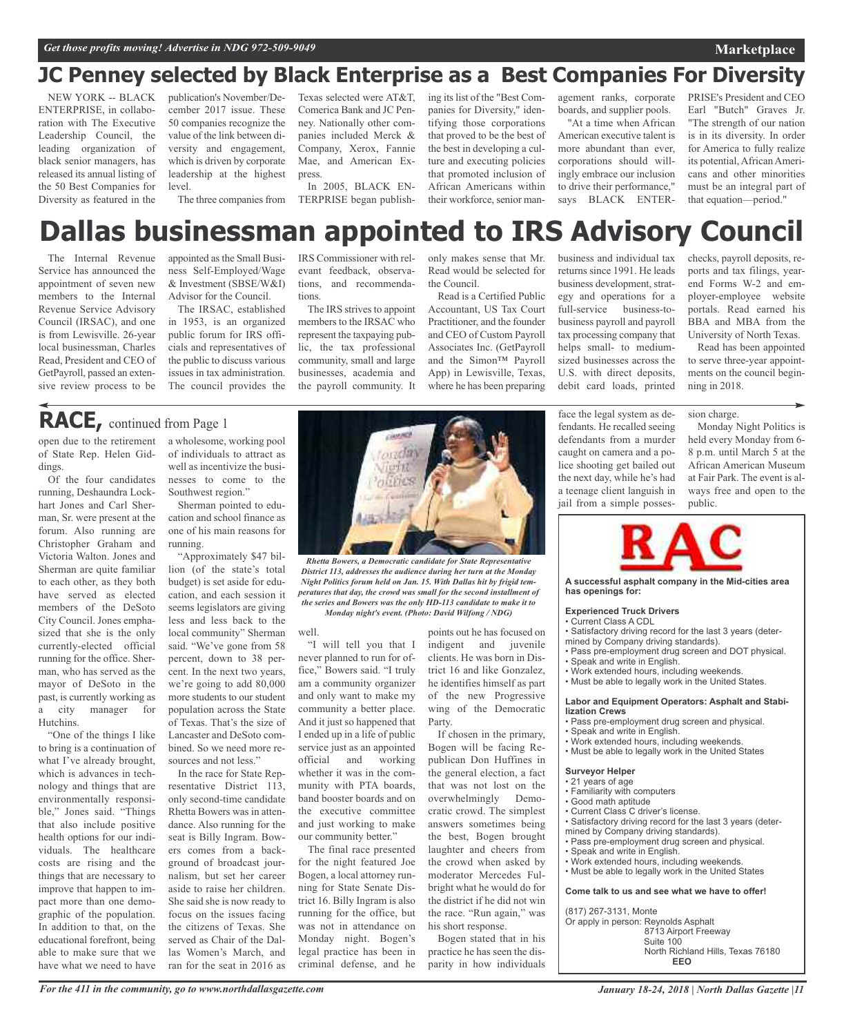# JC Penney selected by Black Enterprise as a Best Companies For Diversity

NEW YORK -- BLACK ENTERPRISE, in collaboration with The Executive Leadership Council, the leading organization of black senior managers, has released its annual listing of the 50 Best Companies for Diversity as featured in the publication's November/December 2017 issue. These 50 companies recognize the value of the link between diversity and engagement, which is driven by corporate leadership at the highest level.

The three companies from Texas selected were AT&T, Comerica Bank and JC Penney. Nationally other companies included Merck & Company, Xerox, Fannie Mae, and American Express.

In 2005, BLACK ENTERPRISE began publishing its list of the "Best Companies for Diversity," identifying those corporations that proved to be the best of the best in developing a culture and executing policies that promoted inclusion of African Americans within their workforce, senior management ranks, corporate boards, and supplier pools.

"At a time when African American executive talent is more abundant than ever, corporations should willingly embrace our inclusion to drive their performance," says BLACK ENTERPRISE's President and CEO Earl "Butch" Graves Jr. "The strength of our nation is in its diversity. In order for America to fully realize its potential, African Americans and other minorities must be an integral part of that equation—period."

# Dallas businessman appointed to IRS Advisory Council

The Internal Revenue Service has announced the appointment of seven new members to the Internal Revenue Service Advisory Council (IRSAC), and one is from Lewisville. 26-year local businessman, Charles Read, President and CEO of GetPayroll, passed an extensive review process to be appointed as the Small Business Self-Employed/Wage & Investment (SBSE/W&I) Advisor for the Council.

The IRSAC, established in 1953, is an organized public forum for IRS officials and representatives of the public to discuss various issues in tax administration. The council provides the IRS Commissioner with relevant feedback, observations, and recommendations.

The IRS strives to appoint members to the IRSAC who represent the taxpaying public, the tax professional community, small and large businesses, academia and the payroll community. It only makes sense that Mr. Read would be selected for the Council.

Read is a Certified Public Accountant, US Tax Court Practitioner, and the founder and CEO of Custom Payroll Associates Inc. (GetPayroll and the Simon™ Payroll App) in Lewisville, Texas, where he has been preparing business and individual tax returns since 1991. He leads business development, strategy and operations for a full-service business-to-business payroll and payroll tax processing company that helps small- to medium-sized businesses across the U.S. with direct deposits, debit card loads, printed checks, payroll deposits, reports and tax filings, year-end Forms W-2 and employer-employee website portals. Read earned his BBA and MBA from the University of North Texas.

Read has been appointed to serve three-year appointments on the council beginning in 2018.

## RACE, continued from Page 1

open due to the retirement of State Rep. Helen Giddings.

Of the four candidates running, Deshaundra Lockhart Jones and Carl Sherman, Sr. were present at the forum. Also running are Christopher Graham and Victoria Walton. Jones and Sherman are quite familiar to each other, as they both have served as elected members of the DeSoto City Council. Jones emphasized that she is the only currently-elected official running for the office. Sherman, who has served as the mayor of DeSoto in the past, is currently working as a city manager for Hutchins.

"One of the things I like to bring is a continuation of what I've already brought, which is advances in technology and things that are environmentally responsible," Jones said. "Things that also include positive health options for our individuals. The healthcare costs are rising and the things that are necessary to improve that happen to impact more than one demographic of the population. In addition to that, on the educational forefront, being able to make sure that we have what we need to have a wholesome, working pool of individuals to attract as well as incentivize the businesses to come to the Southwest region."

Sherman pointed to education and school finance as one of his main reasons for running.

"Approximately $47 billion (of the state's total budget) is set aside for education, and each session it seems legislators are giving less and less back to the local community" Sherman said. "We've gone from 58 percent, down to 38 percent. In the next two years, we're going to add 80,000 more students to our student population across the State of Texas. That's the size of Lancaster and DeSoto combined. So we need more resources and not less."

In the race for State Representative District 113, only second-time candidate Rhetta Bowers was in attendance. Also running for the seat is Billy Ingram. Bowers comes from a background of broadcast journalism, but set her career aside to raise her children. She said she is now ready to focus on the issues facing the citizens of Texas. She served as Chair of the Dallas Women's March, and ran for the seat in 2016 as well.

*Rhetta Bowers, a Democratic candidate for State Representative District 113, addresses the audience during her turn at the Monday Night Politics forum held on Jan. 15. With Dallas hit by frigid temperatures that day, the crowd was small for the second installment of the series and Bowers was the only HD-113 candidate to make it to Monday night's event. (Photo: David Wilfong / NDG)*

"I will tell you that I never planned to run for office," Bowers said. "I truly am a community organizer and only want to make my community a better place. And it just so happened that I ended up in a life of public service just as an appointed official and working whether it was in the community with PTA boards, band booster boards and on the executive committee and just working to make our community better."

The final race presented for the night featured Joe Bogen, a local attorney running for State Senate District 16. Billy Ingram is also running for the office, but was not in attendance on Monday night. Bogen's legal practice has been in criminal defense, and he points out he has focused on indigent and juvenile clients. He was born in District 16 and like Gonzalez, he identifies himself as part of the new Progressive wing of the Democratic Party.

If chosen in the primary, Bogen will be facing Republican Don Huffines in the general election, a fact that was not lost on the overwhelmingly Democratic crowd. The simplest answers sometimes being the best, Bogen brought laughter and cheers from the crowd when asked by moderator Mercedes Fulbright what he would do for the district if he did not win the race. "Run again," was his short response.

Bogen stated that in his practice he has seen the disparity in how individuals face the legal system as defendants. He recalled seeing defendants from a murder caught on camera and a police shooting get bailed out the next day, while he's had a teenage client languish in jail from a simple possession charge.

Monday Night Politics is held every Monday from 6-8 p.m. until March 5 at the African American Museum at Fair Park. The event is always free and open to the public.

---

**RAC**

**A successful asphalt company in the Mid-cities area has openings for:**

**Experienced Truck Drivers**
- Current Class A CDL
- Satisfactory driving record for the last 3 years (determined by Company driving standards).
- Pass pre-employment drug screen and DOT physical.
- Speak and write in English.
- Work extended hours, including weekends.
- Must be able to legally work in the United States.

**Labor and Equipment Operators: Asphalt and Stabilization Crews**
- Pass pre-employment drug screen and physical.
- Speak and write in English.
- Work extended hours, including weekends.
- Must be able to legally work in the United States

**Surveyor Helper**
- 21 years of age
- Familiarity with computers
- Good math aptitude
- Current Class C driver's license.
- Satisfactory driving record for the last 3 years (determined by Company driving standards).
- Pass pre-employment drug screen and physical.
- Speak and write in English.
- Work extended hours, including weekends.
- Must be able to legally work in the United States

**Come talk to us and see what we have to offer!**

(817) 267-3131, Monte
Or apply in person: Reynolds Asphalt
8713 Airport Freeway
Suite 100
North Richland Hills, Texas 76180
**EEO**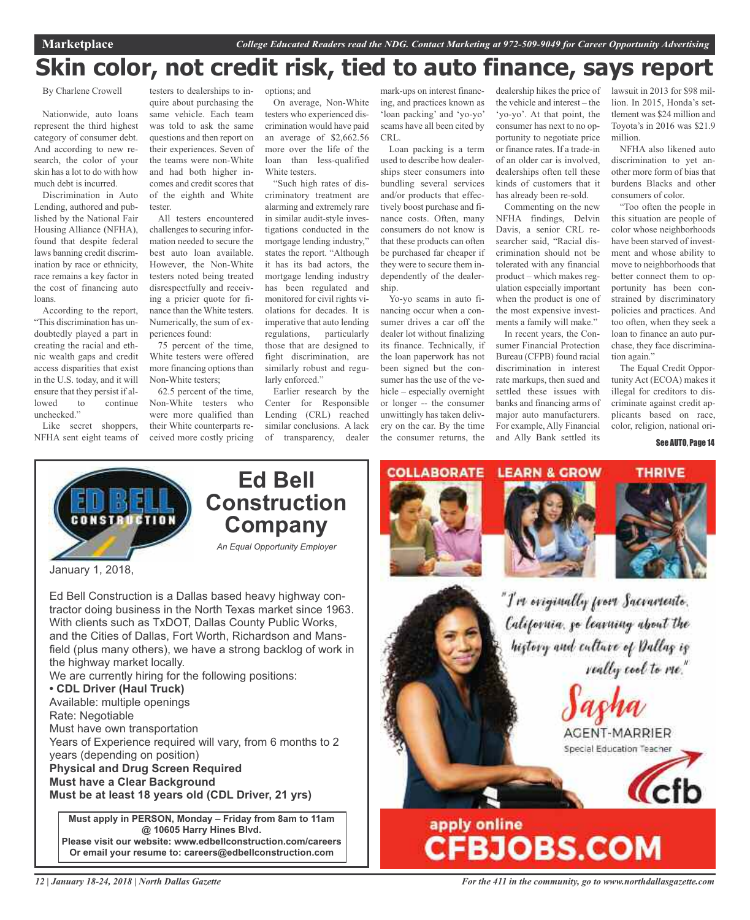# Skin color, not credit risk, tied to auto finance, says report

By Charlene Crowell

Nationwide, auto loans represent the third highest category of consumer debt. And according to new research, the color of your skin has a lot to do with how much debt is incurred.

Discrimination in Auto Lending, authored and published by the National Fair Housing Alliance (NFHA), found that despite federal laws banning credit discrimination by race or ethnicity, race remains a key factor in the cost of financing auto loans.

According to the report, "This discrimination has undoubtedly played a part in creating the racial and ethnic wealth gaps and credit access disparities that exist in the U.S. today, and it will ensure that they persist if allowed to continue unchecked."

Like secret shoppers, NFHA sent eight teams of testers to dealerships to inquire about purchasing the same vehicle. Each team was told to ask the same questions and then report on their experiences. Seven of the teams were non-White and had both higher incomes and credit scores that of the eighth and White tester.

All testers encountered challenges to securing information needed to secure the best auto loan available. However, the Non-White testers noted being treated disrespectfully and receiving a pricier quote for finance than the White testers. Numerically, the sum of experiences found:

75 percent of the time, White testers were offered more financing options than Non-White testers;

62.5 percent of the time, Non-White testers who were more qualified than their White counterparts received more costly pricing options; and

On average, Non-White testers who experienced discrimination would have paid an average of $2,662.56 more over the life of the loan than less-qualified White testers.

"Such high rates of discriminatory treatment are alarming and extremely rare in similar audit-style investigations conducted in the mortgage lending industry," states the report. "Although it has its bad actors, the mortgage lending industry has been regulated and monitored for civil rights violations for decades. It is imperative that auto lending regulations, particularly those that are designed to fight discrimination, are similarly robust and regularly enforced."

Earlier research by the Center for Responsible Lending (CRL) reached similar conclusions. A lack of transparency, dealer mark-ups on interest financing, and practices known as 'loan packing' and 'yo-yo' scams have all been cited by CRL.

Loan packing is a term used to describe how dealerships steer consumers into bundling several services and/or products that effectively boost purchase and finance costs. Often, many consumers do not know is that these products can often be purchased far cheaper if they were to secure them independently of the dealership.

Yo-yo scams in auto financing occur when a consumer drives a car off the dealer lot without finalizing its finance. Technically, if the loan paperwork has not been signed but the consumer has the use of the vehicle – especially overnight or longer -- the consumer unwittingly has taken delivery on the car. By the time the consumer returns, the dealership hikes the price of the vehicle and interest – the 'yo-yo'. At that point, the consumer has next to no opportunity to negotiate price or finance rates. If a trade-in of an older car is involved, dealerships often tell these kinds of customers that it has already been re-sold.

Commenting on the new NFHA findings, Delvin Davis, a senior CRL researcher said, "Racial discrimination should not be tolerated with any financial product – which makes regulation especially important when the product is one of the most expensive investments a family will make."

In recent years, the Consumer Financial Protection Bureau (CFPB) found racial discrimination in interest rate markups, then sued and settled these issues with banks and financing arms of major auto manufacturers. For example, Ally Financial and Ally Bank settled its lawsuit in 2013 for $98 million. In 2015, Honda's settlement was $24 million and Toyota's in 2016 was $21.9 million.

NFHA also likened auto discrimination to yet another more form of bias that burdens Blacks and other consumers of color.

"Too often the people in this situation are people of color whose neighborhoods have been starved of investment and whose ability to move to neighborhoods that better connect them to opportunity has been constrained by discriminatory policies and practices. And too often, when they seek a loan to finance an auto purchase, they face discrimination again."

The Equal Credit Opportunity Act (ECOA) makes it illegal for creditors to discriminate against credit applicants based on race, color, religion, national ori-

See AUTO, Page 14

---

## Ed Bell Construction Company

*An Equal Opportunity Employer*

January 1, 2018,

Ed Bell Construction is a Dallas based heavy highway contractor doing business in the North Texas market since 1963. With clients such as TxDOT, Dallas County Public Works, and the Cities of Dallas, Fort Worth, Richardson and Mansfield (plus many others), we have a strong backlog of work in the highway market locally.

We are currently hiring for the following positions:

**• CDL Driver (Haul Truck)**

Available: multiple openings

Rate: Negotiable

Must have own transportation

Years of Experience required will vary, from 6 months to 2 years (depending on position)

**Physical and Drug Screen Required**

**Must have a Clear Background**

**Must be at least 18 years old (CDL Driver, 21 yrs)**

**Must apply in PERSON, Monday – Friday from 8am to 11am @ 10605 Harry Hines Blvd.**

**Please visit our website: www.edbellconstruction.com/careers**

**Or email your resume to: careers@edbellconstruction.com**

---

COLLABORATE LEARN & GROW THRIVE

"I'm originally from Sacramento, California, so learning about the history and culture of Dallas is really cool to me."

Sasha
AGENT-MARRIER
Special Education Teacher

cfb

apply online
CFBJOBS.COM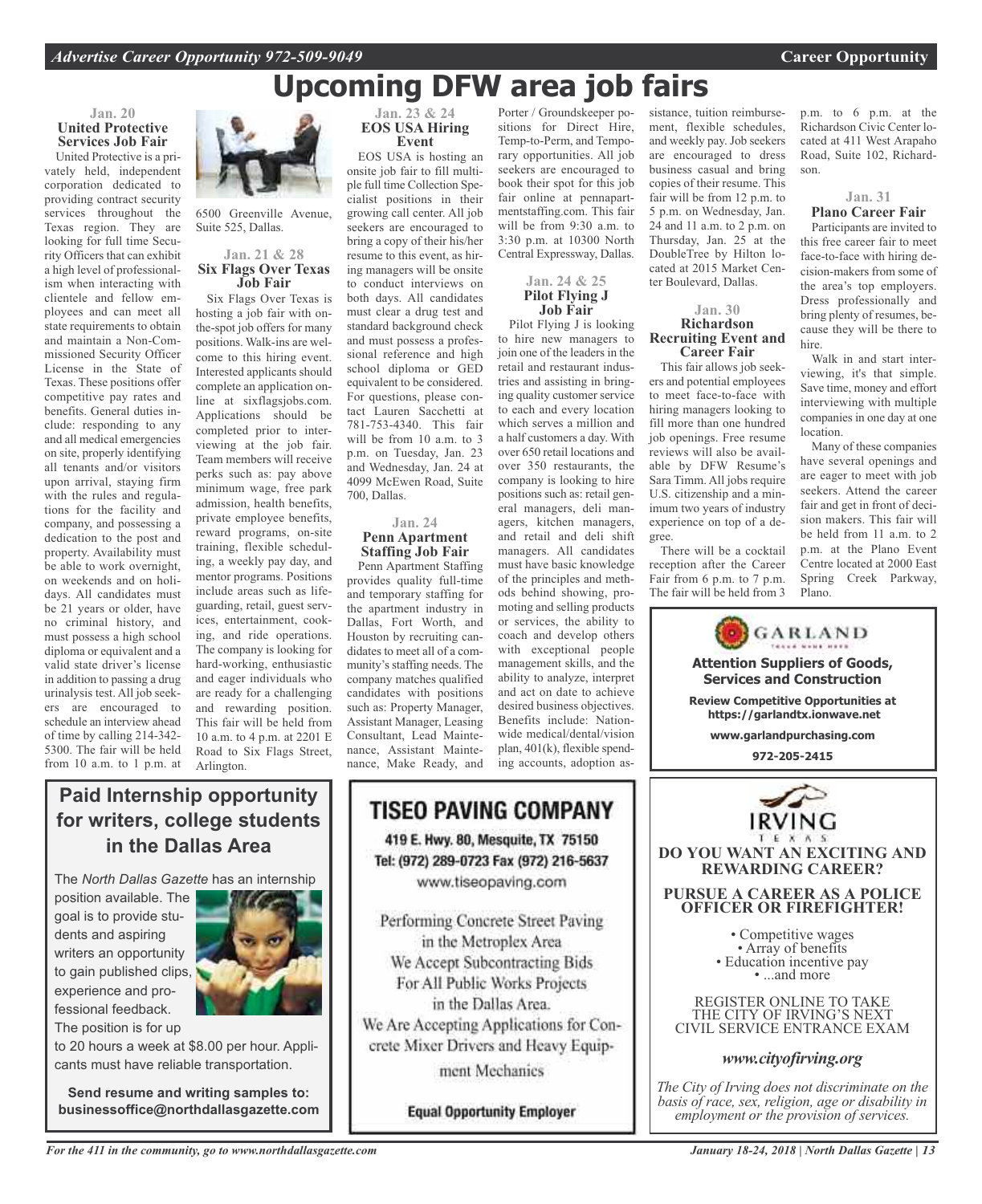# Upcoming DFW area job fairs

### Jan. 20
### United Protective Services Job Fair

United Protective is a privately held, independent corporation dedicated to providing contract security services throughout the Texas region. They are looking for full time Security Officers that can exhibit a high level of professionalism when interacting with clientele and fellow employees and can meet all state requirements to obtain and maintain a Non-Commissioned Security Officer License in the State of Texas. These positions offer competitive pay rates and benefits. General duties include: responding to any and all medical emergencies on site, properly identifying all tenants and/or visitors upon arrival, staying firm with the rules and regulations for the facility and company, and possessing a dedication to the post and property. Availability must be able to work overnight, on weekends and on holidays. All candidates must be 21 years or older, have no criminal history, and must possess a high school diploma or equivalent and a valid state driver's license in addition to passing a drug urinalysis test. All job seekers are encouraged to schedule an interview ahead of time by calling 214-342-5300. The fair will be held from 10 a.m. to 1 p.m. at 6500 Greenville Avenue, Suite 525, Dallas.

### Jan. 21 & 28
### Six Flags Over Texas Job Fair

Six Flags Over Texas is hosting a job fair with on-the-spot job offers for many positions. Walk-ins are welcome to this hiring event. Interested applicants should complete an application online at sixflagsjobs.com. Applications should be completed prior to interviewing at the job fair. Team members will receive perks such as: pay above minimum wage, free park admission, health benefits, private employee benefits, reward programs, on-site training, flexible scheduling, a weekly pay day, and mentor programs. Positions include areas such as lifeguarding, retail, guest services, entertainment, cooking, and ride operations. The company is looking for hard-working, enthusiastic and eager individuals who are ready for a challenging and rewarding position. This fair will be held from 10 a.m. to 4 p.m. at 2201 E Road to Six Flags Street, Arlington.

### Jan. 23 & 24
### EOS USA Hiring Event

EOS USA is hosting an onsite job fair to fill multiple full time Collection Specialist positions in their growing call center. All job seekers are encouraged to bring a copy of their his/her resume to this event, as hiring managers will be onsite to conduct interviews on both days. All candidates must clear a drug test and standard background check and must possess a professional reference and high school diploma or GED equivalent to be considered. For questions, please contact Lauren Sacchetti at 781-753-4340. This fair will be from 10 a.m. to 3 p.m. on Tuesday, Jan. 23 and Wednesday, Jan. 24 at 4099 McEwen Road, Suite 700, Dallas.

### Jan. 24
### Penn Apartment Staffing Job Fair

Penn Apartment Staffing provides quality full-time and temporary staffing for the apartment industry in Dallas, Fort Worth, and Houston by recruiting candidates to meet all of a community's staffing needs. The company matches qualified candidates with positions such as: Property Manager, Assistant Manager, Leasing Consultant, Lead Maintenance, Assistant Maintenance, Make Ready, and Porter / Groundskeeper positions for Direct Hire, Temp-to-Perm, and Temporary opportunities. All job seekers are encouraged to book their spot for this job fair online at pennapartmentstaffing.com. This fair will be from 9:30 a.m. to 3:30 p.m. at 10300 North Central Expressway, Dallas.

### Jan. 24 & 25
### Pilot Flying J Job Fair

Pilot Flying J is looking to hire new managers to join one of the leaders in the retail and restaurant industries and assisting in bringing quality customer service to each and every location which serves a million and a half customers a day. With over 650 retail locations and over 350 restaurants, the company is looking to hire positions such as: retail general managers, deli managers, kitchen managers, and retail and deli shift managers. All candidates must have basic knowledge of the principles and methods behind showing, promoting and selling products or services, the ability to coach and develop others with exceptional people management skills, and the ability to analyze, interpret and act on date to achieve desired business objectives. Benefits include: Nationwide medical/dental/vision plan, 401(k), flexible spending accounts, adoption assistance, tuition reimbursement, flexible schedules, and weekly pay. Job seekers are encouraged to dress business casual and bring copies of their resume. This fair will be from 12 p.m. to 5 p.m. on Wednesday, Jan. 24 and 11 a.m. to 2 p.m. on Thursday, Jan. 25 at the DoubleTree by Hilton located at 2015 Market Center Boulevard, Dallas.

### Jan. 30
### Richardson Recruiting Event and Career Fair

This fair allows job seekers and potential employees to meet face-to-face with hiring managers looking to fill more than one hundred job openings. Free resume reviews will also be available by DFW Resume's Sara Timm. All jobs require U.S. citizenship and a minimum two years of industry experience on top of a degree.

There will be a cocktail reception after the Career Fair from 6 p.m. to 7 p.m. The fair will be held from 3 p.m. to 6 p.m. at the Richardson Civic Center located at 411 West Arapaho Road, Suite 102, Richardson.

### Jan. 31
### Plano Career Fair

Participants are invited to this free career fair to meet face-to-face with hiring decision-makers from some of the area's top employers. Dress professionally and bring plenty of resumes, because they will be there to hire.

Walk in and start interviewing, it's that simple. Save time, money and effort interviewing with multiple companies in one day at one location.

Many of these companies have several openings and are eager to meet with job seekers. Attend the career fair and get in front of decision makers. This fair will be held from 11 a.m. to 2 p.m. at the Plano Event Centre located at 2000 East Spring Creek Parkway, Plano.

---

**GARLAND**

**Attention Suppliers of Goods, Services and Construction**

**Review Competitive Opportunities at https://garlandtx.ionwave.net**

**www.garlandpurchasing.com**

**972-205-2415**

---

## Paid Internship opportunity for writers, college students in the Dallas Area

The *North Dallas Gazette* has an internship position available. The goal is to provide students and aspiring writers an opportunity to gain published clips, experience and professional feedback. The position is for up to 20 hours a week at $8.00 per hour. Applicants must have reliable transportation.

**Send resume and writing samples to: businessoffice@northdallasgazette.com**

---

## TISEO PAVING COMPANY

**419 E. Hwy. 80, Mesquite, TX 75150**
**Tel: (972) 289-0723 Fax (972) 216-5637**
www.tiseopaving.com

Performing Concrete Street Paving in the Metroplex Area
We Accept Subcontracting Bids For All Public Works Projects in the Dallas Area.
We Are Accepting Applications for Concrete Mixer Drivers and Heavy Equipment Mechanics

**Equal Opportunity Employer**

---

**IRVING TEXAS**

**DO YOU WANT AN EXCITING AND REWARDING CAREER?**

**PURSUE A CAREER AS A POLICE OFFICER OR FIREFIGHTER!**

- Competitive wages
- Array of benefits
- Education incentive pay
- ...and more

REGISTER ONLINE TO TAKE THE CITY OF IRVING'S NEXT CIVIL SERVICE ENTRANCE EXAM

***www.cityofirving.org***

*The City of Irving does not discriminate on the basis of race, sex, religion, age or disability in employment or the provision of services.*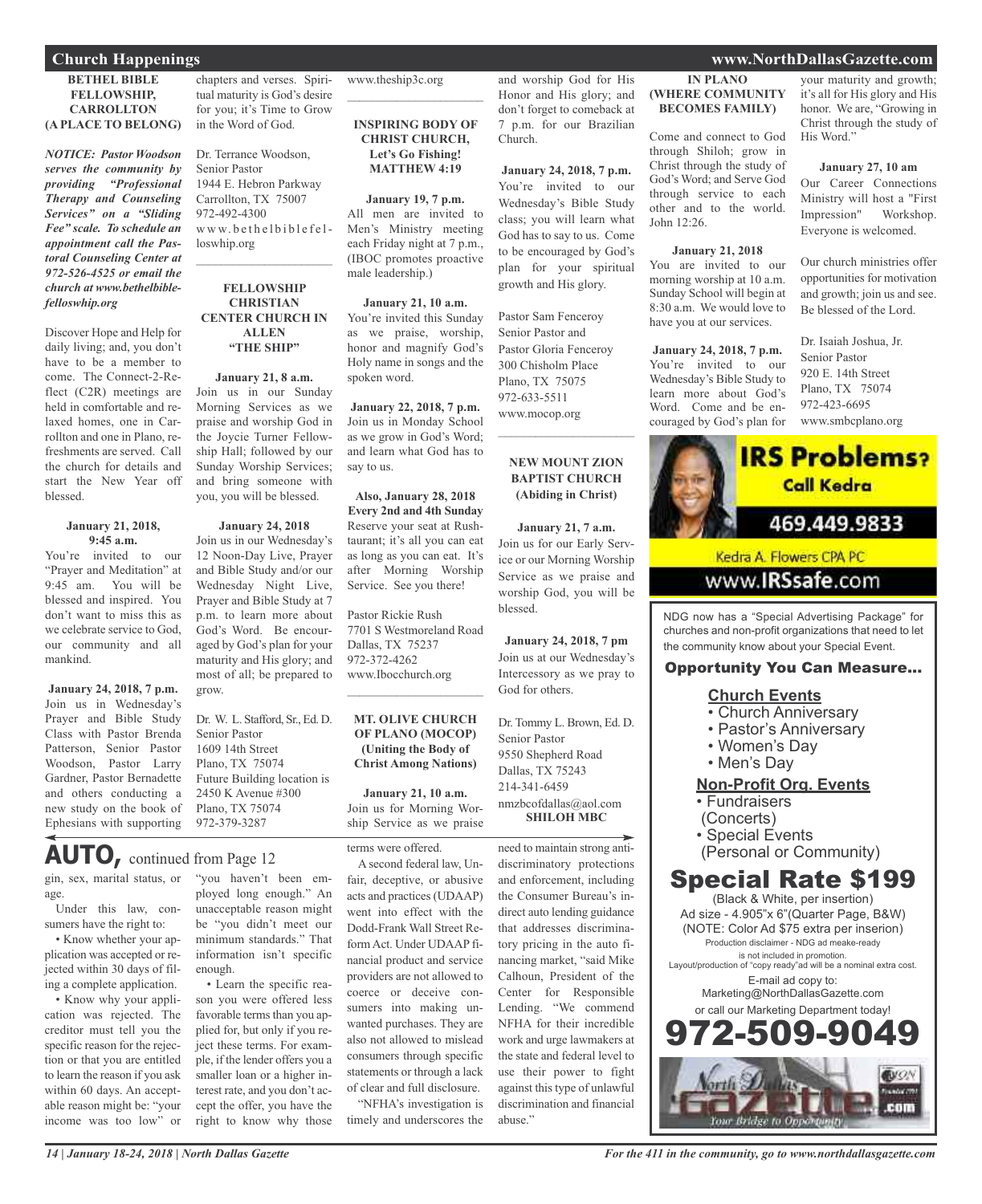## Church Happenings

### BETHEL BIBLE FELLOWSHIP, CARROLLTON (A PLACE TO BELONG)

***NOTICE: Pastor Woodson serves the community by providing "Professional Therapy and Counseling Services" on a "Sliding Fee" scale. To schedule an appointment call the Pastoral Counseling Center at 972-526-4525 or email the church at www.bethelbiblefelloswhip.org***

Discover Hope and Help for daily living; and, you don't have to be a member to come. The Connect-2-Reflect (C2R) meetings are held in comfortable and relaxed homes, one in Carrollton and one in Plano, refreshments are served. Call the church for details and start the New Year off blessed.

**January 21, 2018, 9:45 a.m.**
You're invited to our "Prayer and Meditation" at 9:45 am. You will be blessed and inspired. You don't want to miss this as we celebrate service to God, our community and all mankind.

**January 24, 2018, 7 p.m.**
Join us in Wednesday's Prayer and Bible Study Class with Pastor Brenda Patterson, Senior Pastor Woodson, Pastor Larry Gardner, Pastor Bernadette and others conducting a new study on the book of Ephesians with supporting chapters and verses. Spiritual maturity is God's desire for you; it's Time to Grow in the Word of God.

Dr. Terrance Woodson,
Senior Pastor
1944 E. Hebron Parkway
Carrollton, TX 75007
972-492-4300
www.bethelbiblefelloswhip.org

### FELLOWSHIP CHRISTIAN CENTER CHURCH IN ALLEN "THE SHIP"

**January 21, 8 a.m.**
Join us in our Sunday Morning Services as we praise and worship God in the Joycie Turner Fellowship Hall; followed by our Sunday Worship Services; and bring someone with you, you will be blessed.

**January 24, 2018**
Join us in our Wednesday's 12 Noon-Day Live, Prayer and Bible Study and/or our Wednesday Night Live, Prayer and Bible Study at 7 p.m. to learn more about God's Word. Be encouraged by God's plan for your maturity and His glory; and most of all; be prepared to grow.

Dr. W. L. Stafford, Sr., Ed. D.
Senior Pastor
1609 14th Street
Plano, TX 75074
Future Building location is
2450 K Avenue #300
Plano, TX 75074
972-379-3287
www.theship3c.org

### INSPIRING BODY OF CHRIST CHURCH, Let's Go Fishing! MATTHEW 4:19

**January 19, 7 p.m.**
All men are invited to Men's Ministry meeting each Friday night at 7 p.m., (IBOC promotes proactive male leadership.)

**January 21, 10 a.m.**
You're invited this Sunday as we praise, worship, honor and magnify God's Holy name in songs and the spoken word.

**January 22, 2018, 7 p.m.**
Join us in Monday School as we grow in God's Word; and learn what God has to say to us.

**Also, January 28, 2018 Every 2nd and 4th Sunday**
Reserve your seat at Rushtaurant; it's all you can eat as long as you can eat. It's after Morning Worship Service. See you there!

Pastor Rickie Rush
7701 S Westmoreland Road
Dallas, TX 75237
972-372-4262
www.Ibocchurch.org

### MT. OLIVE CHURCH OF PLANO (MOCOP) (Uniting the Body of Christ Among Nations)

**January 21, 10 a.m.**
Join us for Morning Worship Service as we praise and worship God for His Honor and His glory; and don't forget to comeback at 7 p.m. for our Brazilian Church.

**January 24, 2018, 7 p.m.**
You're invited to our Wednesday's Bible Study class; you will learn what God has to say to us. Come to be encouraged by God's plan for your spiritual growth and His glory.

Pastor Sam Fenceroy
Senior Pastor and
Pastor Gloria Fenceroy
300 Chisholm Place
Plano, TX 75075
972-633-5511
www.mocop.org

### NEW MOUNT ZION BAPTIST CHURCH (Abiding in Christ)

**January 21, 7 a.m.**
Join us for our Early Service or our Morning Worship Service as we praise and worship God, you will be blessed.

**January 24, 2018, 7 pm**
Join us at our Wednesday's Intercessory as we pray to God for others.

Dr. Tommy L. Brown, Ed. D.
Senior Pastor
9550 Shepherd Road
Dallas, TX 75243
214-341-6459
nmzbcofdallas@aol.com

### SHILOH MBC IN PLANO (WHERE COMMUNITY BECOMES FAMILY)

Come and connect to God through Shiloh; grow in Christ through the study of God's Word; and Serve God through service to each other and to the world. John 12:26.

**January 21, 2018**
You are invited to our morning worship at 10 a.m. Sunday School will begin at 8:30 a.m. We would love to have you at our services.

**January 24, 2018, 7 p.m.**
You're invited to our Wednesday's Bible Study to learn more about God's Word. Come and be encouraged by God's plan for your maturity and growth; it's all for His glory and His honor. We are, "Growing in Christ through the study of His Word."

**January 27, 10 am**
Our Career Connections Ministry will host a "First Impression" Workshop. Everyone is welcomed.

Our church ministries offer opportunities for motivation and growth; join us and see. Be blessed of the Lord.

Dr. Isaiah Joshua, Jr.
Senior Pastor
920 E. 14th Street
Plano, TX 75074
972-423-6695
www.smbcplano.org

---

**IRS Problems? Call Kedra**
469.449.9833
Kedra A. Flowers CPA PC
www.IRSsafe.com

---

NDG now has a "Special Advertising Package" for churches and non-profit organizations that need to let the community know about your Special Event.

**Opportunity You Can Measure...**

**Church Events**
- Church Anniversary
- Pastor's Anniversary
- Women's Day
- Men's Day

**Non-Profit Org. Events**
- Fundraisers (Concerts)
- Special Events (Personal or Community)

**Special Rate $199**
(Black & White, per insertion)
Ad size - 4.905"x 6"(Quarter Page, B&W)
(NOTE: Color Ad $75 extra per inserion)
Production disclaimer - NDG ad meake-ready is not included in promotion.
Layout/production of "copy ready"ad will be a nominal extra cost.
E-mail ad copy to:
Marketing@NorthDallasGazette.com
or call our Marketing Department today!
**972-509-9049**

---

## AUTO, continued from Page 12

gin, sex, marital status, or age.

Under this law, consumers have the right to:

- Know whether your application was accepted or rejected within 30 days of filing a complete application.
- Know why your application was rejected. The creditor must tell you the specific reason for the rejection or that you are entitled to learn the reason if you ask within 60 days. An acceptable reason might be: "your income was too low" or "you haven't been employed long enough." An unacceptable reason might be "you didn't meet our minimum standards." That information isn't specific enough.
- Learn the specific reason you were offered less favorable terms than you applied for, but only if you reject these terms. For example, if the lender offers you a smaller loan or a higher interest rate, and you don't accept the offer, you have the right to know why those terms were offered.

A second federal law, Unfair, deceptive, or abusive acts and practices (UDAAP) went into effect with the Dodd-Frank Wall Street Reform Act. Under UDAAP financial product and service providers are not allowed to coerce or deceive consumers into making unwanted purchases. They are also not allowed to mislead consumers through specific statements or through a lack of clear and full disclosure.

"NFHA's investigation is timely and underscores the need to maintain strong anti-discriminatory protections and enforcement, including the Consumer Bureau's indirect auto lending guidance that addresses discriminatory pricing in the auto financing market, "said Mike Calhoun, President of the Center for Responsible Lending. "We commend NFHA for their incredible work and urge lawmakers at the state and federal level to use their power to fight against this type of unlawful discrimination and financial abuse."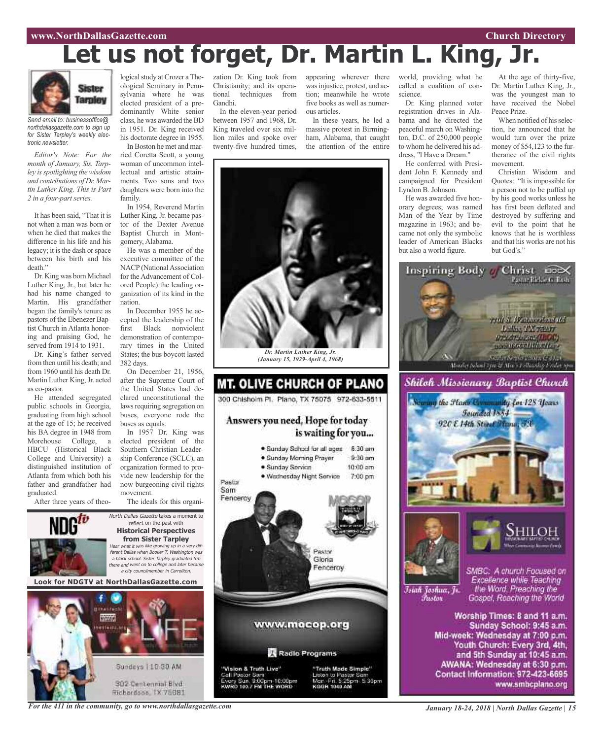# Let us not forget, Dr. Martin L. King, Jr.

Sister Tarpley

*Send email to: businessoffice@northdallasgazette.com to sign up for Sister Tarpley's weekly electronic newsletter.*

*Editor's Note: For the month of January, Sis. Tarpley is spotlighting the wisdom and contributions of Dr. Martin Luther King. This is Part 2 in a four-part series.*

It has been said, "That it is not when a man was born or when he died that makes the difference in his life and his legacy; it is the dash or space between his birth and his death."

Dr. King was born Michael Luther King, Jr., but later he had his name changed to Martin. His grandfather began the family's tenure as pastors of the Ebenezer Baptist Church in Atlanta honoring and praising God, he served from 1914 to 1931.

Dr. King's father served from then until his death; and from 1960 until his death Dr. Martin Luther King, Jr. acted as co-pastor.

He attended segregated public schools in Georgia, graduating from high school at the age of 15; he received his BA degree in 1948 from Morehouse College, a HBCU (Historical Black College and University) a distinguished institution of Atlanta from which both his father and grandfather had graduated.

After three years of theological study at Crozer a Theological Seminary in Pennsylvania where he was elected president of a predominantly White senior class, he was awarded the BD in 1951. Dr. King received his doctorate degree in 1955.

In Boston he met and married Coretta Scott, a young woman of uncommon intellectual and artistic attainments. Two sons and two daughters were born into the family.

In 1954, Reverend Martin Luther King, Jr. became pastor of the Dexter Avenue Baptist Church in Montgomery, Alabama.

He was a member of the executive committee of the NACP (National Association for the Advancement of Colored People) the leading organization of its kind in the nation.

In December 1955 he accepted the leadership of the first Black nonviolent demonstration of contemporary times in the United States; the bus boycott lasted 382 days.

On December 21, 1956, after the Supreme Court of the United States had declared unconstitutional the laws requiring segregation on buses, everyone rode the buses as equals.

In 1957 Dr. King was elected president of the Southern Christian Leadership Conference (SCLC), an organization formed to provide new leadership for the now burgeoning civil rights movement.

The ideals for this organization Dr. King took from Christianity; and its operational techniques from Gandhi.

In the eleven-year period between 1957 and 1968, Dr. King traveled over six million miles and spoke over twenty-five hundred times, appearing wherever there was injustice, protest, and action; meanwhile he wrote five books as well as numerous articles.

In these years, he led a massive protest in Birmingham, Alabama, that caught the attention of the entire world, providing what he called a coalition of conscience.

Dr. King planned voter registration drives in Alabama and he directed the peaceful march on Washington, D.C. of 250,000 people to whom he delivered his address, "I Have a Dream."

He conferred with President John F. Kennedy and campaigned for President Lyndon B. Johnson.

He was awarded five honorary degrees; was named Man of the Year by Time magazine in 1963; and became not only the symbolic leader of American Blacks but also a world figure.

At the age of thirty-five, Dr. Martin Luther King, Jr., was the youngest man to have received the Nobel Peace Prize.

When notified of his selection, he announced that he would turn over the prize money of $54,123 to the furtherance of the civil rights movement.

Christian Wisdom and Quotes: "It is impossible for a person not to be puffed up by his good works unless he has first been deflated and destroyed by suffering and evil to the point that he knows that he is worthless and that his works are not his but God's."

*Dr. Martin Luther King, Jr. (January 15, 1929-April 4, 1968)*

---

**NDGtv**

*North Dallas Gazette* takes a moment to reflect on the past with

**Historical Perspectives from Sister Tarpley**

*Hear what it was like growing up in a very different Dallas when Booker T. Washington was a black school. Sister Tarpley graduated frm there and went on to college and later became a city councilmember in Carrollton.*

**Look for NDGTV at NorthDallasGazette.com**

---

LIFE

Sundays | 10:30 AM

302 Centennial Blvd
Richardson, TX 75081

---

## MT. OLIVE CHURCH OF PLANO

300 Chisholm Pl. Plano, TX 75075 972-633-5511

**Answers you need, Hope for today is waiting for you...**

- Sunday School for all ages 8:30 am
- Sunday Morning Prayer 9:30 am
- Sunday Service 10:00 am
- Wednesday Night Service 7:00 pm

Pastor Sam Fenceroy

Pastor Gloria Fenceroy

www.mocop.org

Radio Programs

"Vision & Truth Live"
Call Pastor Sam
Every Sun. 9:00pm-10:00pm
KWRD 100.7 FM THE WORD

"Truth Made Simple"
Listen to Pastor Sam
Mon.-Fri. 5:25pm-5:30pm
KGGR 1040 AM

---

## Inspiring Body of Christ

Pastor Rickie G. Rush

7701 S. Westmoreland Rd
Dallas TX 75237
972-372-4262 (IBOC)
www.IBOCchurch.org

Monday School 7pm & Men's Fellowship Friday 8pm

---

## Shiloh Missionary Baptist Church

Serving the Plano Community for 128 Years
Founded 1884
920 E 14th Street Plano, TX

SHILOH

Isiah Joshua, Jr.
Pastor

SMBC: A church Focused on Excellence while Teaching the Word, Preaching the Gospel, Reaching the World

**Worship Times: 8 and 11 a.m.**
**Sunday School: 9:45 a.m.**
**Mid-week: Wednesday at 7:00 p.m.**
**Youth Church: Every 3rd, 4th, and 5th Sunday at 10:45 a.m.**
**AWANA: Wednesday at 6:30 p.m.**
**Contact Information: 972-423-6695**
**www.smbcplano.org**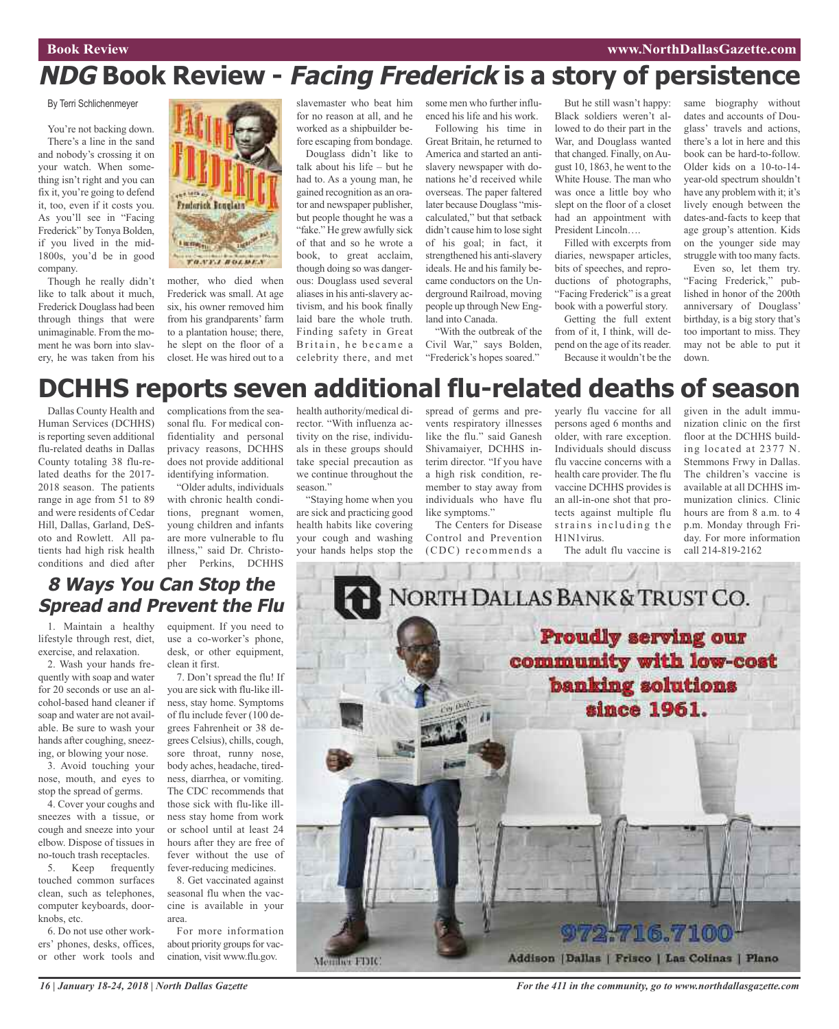# *NDG* Book Review - *Facing Frederick* is a story of persistence

By Terri Schlichenmeyer

You're not backing down.

There's a line in the sand and nobody's crossing it on your watch. When something isn't right and you can fix it, you're going to defend it, too, even if it costs you. As you'll see in "Facing Frederick" by Tonya Bolden, if you lived in the mid-1800s, you'd be in good company.

Though he really didn't like to talk about it much, Frederick Douglass had been through things that were unimaginable. From the moment he was born into slavery, he was taken from his mother, who died when Frederick was small. At age six, his owner removed him from his grandparents' farm to a plantation house; there, he slept on the floor of a closet. He was hired out to a slavemaster who beat him for no reason at all, and he worked as a shipbuilder before escaping from bondage.

Douglass didn't like to talk about his life – but he had to. As a young man, he gained recognition as an orator and newspaper publisher, but people thought he was a "fake." He grew awfully sick of that and so he wrote a book, to great acclaim, though doing so was dangerous: Douglass used several aliases in his anti-slavery activism, and his book finally laid bare the whole truth. Finding safety in Great Britain, he became a celebrity there, and met some men who further influenced his life and his work.

Following his time in Great Britain, he returned to America and started an anti-slavery newspaper with donations he'd received while overseas. The paper faltered later because Douglass "miscalculated," but that setback didn't cause him to lose sight of his goal; in fact, it strengthened his anti-slavery ideals. He and his family became conductors on the Underground Railroad, moving people up through New England into Canada.

"With the outbreak of the Civil War," says Bolden, "Frederick's hopes soared."

But he still wasn't happy: Black soldiers weren't allowed to do their part in the War, and Douglass wanted that changed. Finally, on August 10, 1863, he went to the White House. The man who was once a little boy who slept on the floor of a closet had an appointment with President Lincoln….

Filled with excerpts from diaries, newspaper articles, bits of speeches, and reproductions of photographs, "Facing Frederick" is a great book with a powerful story.

Getting the full extent from of it, I think, will depend on the age of its reader.

Because it wouldn't be the same biography without dates and accounts of Douglass' travels and actions, there's a lot in here and this book can be hard-to-follow. Older kids on a 10-to-14-year-old spectrum shouldn't have any problem with it; it's lively enough between the dates-and-facts to keep that age group's attention. Kids on the younger side may struggle with too many facts.

Even so, let them try. "Facing Frederick," published in honor of the 200th anniversary of Douglass' birthday, is a big story that's too important to miss. They may not be able to put it down.

# DCHHS reports seven additional flu-related deaths of season

Dallas County Health and Human Services (DCHHS) is reporting seven additional flu-related deaths in Dallas County totaling 38 flu-related deaths for the 2017-2018 season. The patients range in age from 51 to 89 and were residents of Cedar Hill, Dallas, Garland, DeSoto and Rowlett. All patients had high risk health conditions and died after complications from the seasonal flu. For medical confidentiality and personal privacy reasons, DCHHS does not provide additional identifying information.

"Older adults, individuals with chronic health conditions, pregnant women, young children and infants are more vulnerable to flu illness," said Dr. Christopher Perkins, DCHHS health authority/medical director. "With influenza activity on the rise, individuals in these groups should take special precaution as we continue throughout the season."

"Staying home when you are sick and practicing good health habits like covering your cough and washing your hands helps stop the spread of germs and prevents respiratory illnesses like the flu." said Ganesh Shivamaiyer, DCHHS interim director. "If you have a high risk condition, remember to stay away from individuals who have flu like symptoms."

The Centers for Disease Control and Prevention (CDC) recommends a yearly flu vaccine for all persons aged 6 months and older, with rare exception. Individuals should discuss flu vaccine concerns with a health care provider. The flu vaccine DCHHS provides is an all-in-one shot that protects against multiple flu strains including the H1N1virus.

The adult flu vaccine is given in the adult immunization clinic on the first floor at the DCHHS building located at 2377 N. Stemmons Frwy in Dallas. The children's vaccine is available at all DCHHS immunization clinics. Clinic hours are from 8 a.m. to 4 p.m. Monday through Friday. For more information call 214-819-2162

## *8 Ways You Can Stop the Spread and Prevent the Flu*

1. Maintain a healthy lifestyle through rest, diet, exercise, and relaxation.
2. Wash your hands frequently with soap and water for 20 seconds or use an alcohol-based hand cleaner if soap and water are not available. Be sure to wash your hands after coughing, sneezing, or blowing your nose.
3. Avoid touching your nose, mouth, and eyes to stop the spread of germs.
4. Cover your coughs and sneezes with a tissue, or cough and sneeze into your elbow. Dispose of tissues in no-touch trash receptacles.
5. Keep frequently touched common surfaces clean, such as telephones, computer keyboards, doorknobs, etc.
6. Do not use other workers' phones, desks, offices, or other work tools and equipment. If you need to use a co-worker's phone, desk, or other equipment, clean it first.
7. Don't spread the flu! If you are sick with flu-like illness, stay home. Symptoms of flu include fever (100 degrees Fahrenheit or 38 degrees Celsius), chills, cough, sore throat, runny nose, body aches, headache, tiredness, diarrhea, or vomiting. The CDC recommends that those sick with flu-like illness stay home from work or school until at least 24 hours after they are free of fever without the use of fever-reducing medicines.
8. Get vaccinated against seasonal flu when the vaccine is available in your area.

For more information about priority groups for vaccination, visit www.flu.gov.

NORTH DALLAS BANK & TRUST CO.

Proudly serving our community with low-cost banking solutions since 1961.

972.716.7100

Member FDIC

Addison | Dallas | Frisco | Las Colinas | Plano